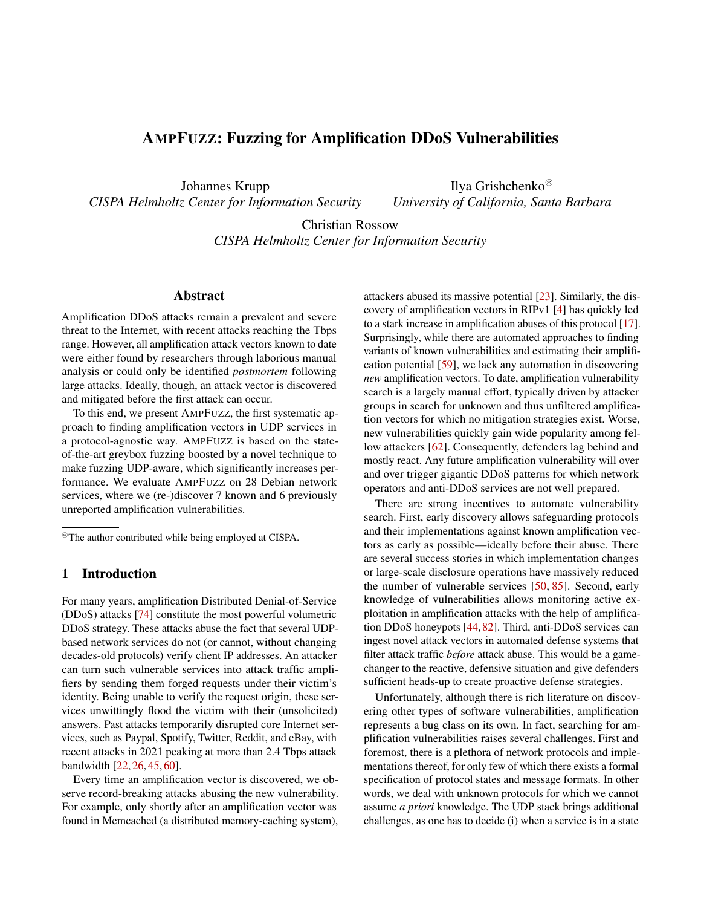# AMPFUZZ: Fuzzing for Amplification DDoS Vulnerabilities

Johannes Krupp
*CISPA Helmholtz Center for Information Security*

Ilya Grishchenko[®]
*University of California, Santa Barbara*

Christian Rossow
*CISPA Helmholtz Center for Information Security*

## Abstract

Amplification DDoS attacks remain a prevalent and severe threat to the Internet, with recent attacks reaching the Tbps range. However, all amplification attack vectors known to date were either found by researchers through laborious manual analysis or could only be identified *postmortem* following large attacks. Ideally, though, an attack vector is discovered and mitigated before the first attack can occur.

To this end, we present AMPFUZZ, the first systematic approach to finding amplification vectors in UDP services in a protocol-agnostic way. AMPFUZZ is based on the state-of-the-art greybox fuzzing boosted by a novel technique to make fuzzing UDP-aware, which significantly increases performance. We evaluate AMPFUZZ on 28 Debian network services, where we (re-)discover 7 known and 6 previously unreported amplification vulnerabilities.

[®]The author contributed while being employed at CISPA.

## 1 Introduction

For many years, amplification Distributed Denial-of-Service (DDoS) attacks [74] constitute the most powerful volumetric DDoS strategy. These attacks abuse the fact that several UDP-based network services do not (or cannot, without changing decades-old protocols) verify client IP addresses. An attacker can turn such vulnerable services into attack traffic amplifiers by sending them forged requests under their victim's identity. Being unable to verify the request origin, these services unwittingly flood the victim with their (unsolicited) answers. Past attacks temporarily disrupted core Internet services, such as Paypal, Spotify, Twitter, Reddit, and eBay, with recent attacks in 2021 peaking at more than 2.4 Tbps attack bandwidth [22, 26, 45, 60].

Every time an amplification vector is discovered, we observe record-breaking attacks abusing the new vulnerability. For example, only shortly after an amplification vector was found in Memcached (a distributed memory-caching system), attackers abused its massive potential [23]. Similarly, the discovery of amplification vectors in RIPv1 [4] has quickly led to a stark increase in amplification abuses of this protocol [17]. Surprisingly, while there are automated approaches to finding variants of known vulnerabilities and estimating their amplification potential [59], we lack any automation in discovering *new* amplification vectors. To date, amplification vulnerability search is a largely manual effort, typically driven by attacker groups in search for unknown and thus unfiltered amplification vectors for which no mitigation strategies exist. Worse, new vulnerabilities quickly gain wide popularity among fellow attackers [62]. Consequently, defenders lag behind and mostly react. Any future amplification vulnerability will over and over trigger gigantic DDoS patterns for which network operators and anti-DDoS services are not well prepared.

There are strong incentives to automate vulnerability search. First, early discovery allows safeguarding protocols and their implementations against known amplification vectors as early as possible—ideally before their abuse. There are several success stories in which implementation changes or large-scale disclosure operations have massively reduced the number of vulnerable services [50, 85]. Second, early knowledge of vulnerabilities allows monitoring active exploitation in amplification attacks with the help of amplification DDoS honeypots [44, 82]. Third, anti-DDoS services can ingest novel attack vectors in automated defense systems that filter attack traffic *before* attack abuse. This would be a game-changer to the reactive, defensive situation and give defenders sufficient heads-up to create proactive defense strategies.

Unfortunately, although there is rich literature on discovering other types of software vulnerabilities, amplification represents a bug class on its own. In fact, searching for amplification vulnerabilities raises several challenges. First and foremost, there is a plethora of network protocols and implementations thereof, for only few of which there exists a formal specification of protocol states and message formats. In other words, we deal with unknown protocols for which we cannot assume *a priori* knowledge. The UDP stack brings additional challenges, as one has to decide (i) when a service is in a state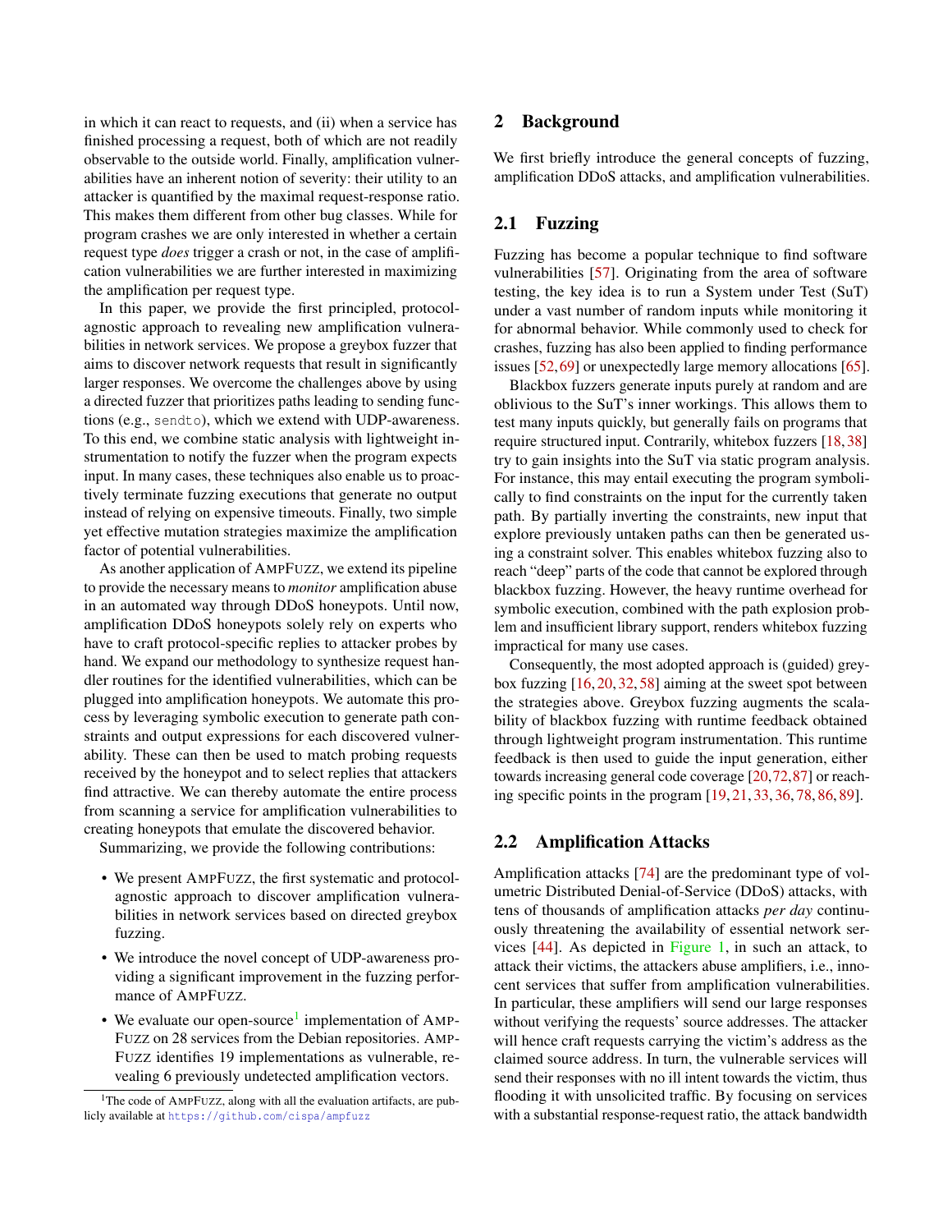in which it can react to requests, and (ii) when a service has finished processing a request, both of which are not readily observable to the outside world. Finally, amplification vulnerabilities have an inherent notion of severity: their utility to an attacker is quantified by the maximal request-response ratio. This makes them different from other bug classes. While for program crashes we are only interested in whether a certain request type *does* trigger a crash or not, in the case of amplification vulnerabilities we are further interested in maximizing the amplification per request type.

In this paper, we provide the first principled, protocol-agnostic approach to revealing new amplification vulnerabilities in network services. We propose a greybox fuzzer that aims to discover network requests that result in significantly larger responses. We overcome the challenges above by using a directed fuzzer that prioritizes paths leading to sending functions (e.g., `sendto`), which we extend with UDP-awareness. To this end, we combine static analysis with lightweight instrumentation to notify the fuzzer when the program expects input. In many cases, these techniques also enable us to proactively terminate fuzzing executions that generate no output instead of relying on expensive timeouts. Finally, two simple yet effective mutation strategies maximize the amplification factor of potential vulnerabilities.

As another application of AMPFUZZ, we extend its pipeline to provide the necessary means to *monitor* amplification abuse in an automated way through DDoS honeypots. Until now, amplification DDoS honeypots solely rely on experts who have to craft protocol-specific replies to attacker probes by hand. We expand our methodology to synthesize request handler routines for the identified vulnerabilities, which can be plugged into amplification honeypots. We automate this process by leveraging symbolic execution to generate path constraints and output expressions for each discovered vulnerability. These can then be used to match probing requests received by the honeypot and to select replies that attackers find attractive. We can thereby automate the entire process from scanning a service for amplification vulnerabilities to creating honeypots that emulate the discovered behavior.

Summarizing, we provide the following contributions:

- We present AMPFUZZ, the first systematic and protocol-agnostic approach to discover amplification vulnerabilities in network services based on directed greybox fuzzing.
- We introduce the novel concept of UDP-awareness providing a significant improvement in the fuzzing performance of AMPFUZZ.
- We evaluate our open-source[1] implementation of AMPFUZZ on 28 services from the Debian repositories. AMPFUZZ identifies 19 implementations as vulnerable, revealing 6 previously undetected amplification vectors.

[1]The code of AMPFUZZ, along with all the evaluation artifacts, are publicly available at https://github.com/cispa/ampfuzz

## 2 Background

We first briefly introduce the general concepts of fuzzing, amplification DDoS attacks, and amplification vulnerabilities.

### 2.1 Fuzzing

Fuzzing has become a popular technique to find software vulnerabilities [57]. Originating from the area of software testing, the key idea is to run a System under Test (SuT) under a vast number of random inputs while monitoring it for abnormal behavior. While commonly used to check for crashes, fuzzing has also been applied to finding performance issues [52, 69] or unexpectedly large memory allocations [65].

Blackbox fuzzers generate inputs purely at random and are oblivious to the SuT's inner workings. This allows them to test many inputs quickly, but generally fails on programs that require structured input. Contrarily, whitebox fuzzers [18, 38] try to gain insights into the SuT via static program analysis. For instance, this may entail executing the program symbolically to find constraints on the input for the currently taken path. By partially inverting the constraints, new input that explore previously untaken paths can then be generated using a constraint solver. This enables whitebox fuzzing also to reach "deep" parts of the code that cannot be explored through blackbox fuzzing. However, the heavy runtime overhead for symbolic execution, combined with the path explosion problem and insufficient library support, renders whitebox fuzzing impractical for many use cases.

Consequently, the most adopted approach is (guided) greybox fuzzing [16, 20, 32, 58] aiming at the sweet spot between the strategies above. Greybox fuzzing augments the scalability of blackbox fuzzing with runtime feedback obtained through lightweight program instrumentation. This runtime feedback is then used to guide the input generation, either towards increasing general code coverage [20, 72, 87] or reaching specific points in the program [19, 21, 33, 36, 78, 86, 89].

### 2.2 Amplification Attacks

Amplification attacks [74] are the predominant type of volumetric Distributed-Denial-of-Service (DDoS) attacks, with tens of thousands of amplification attacks *per day* continuously threatening the availability of essential network services [44]. As depicted in Figure 1, in such an attack, to attack their victims, the attackers abuse amplifiers, i.e., innocent services that suffer from amplification vulnerabilities. In particular, these amplifiers will send our large responses without verifying the requests' source addresses. The attacker will hence craft requests carrying the victim's address as the claimed source address. In turn, the vulnerable services will send their responses with no ill intent towards the victim, thus flooding it with unsolicited traffic. By focusing on services with a substantial response-request ratio, the attack bandwidth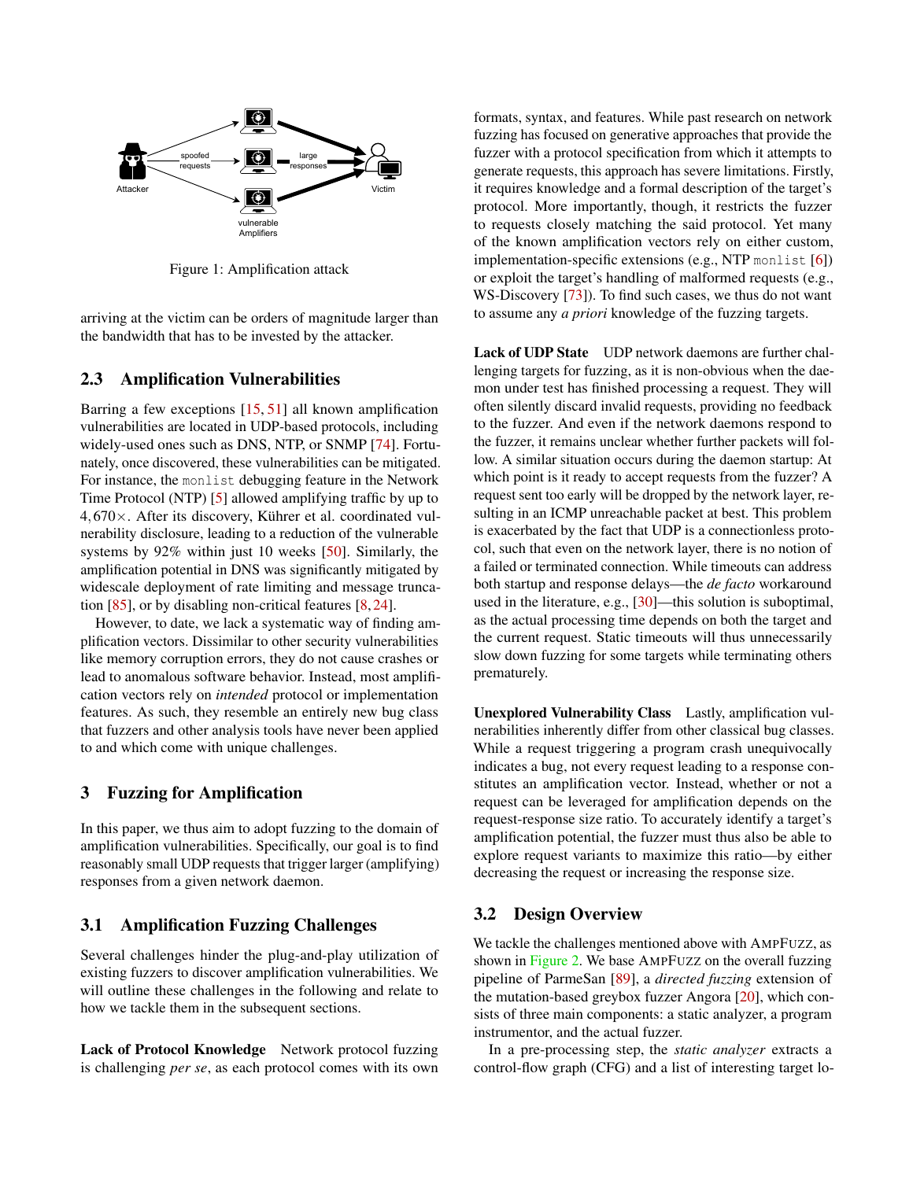Figure 1: Amplification attack

arriving at the victim can be orders of magnitude larger than the bandwidth that has to be invested by the attacker.

## 2.3 Amplification Vulnerabilities

Barring a few exceptions [15, 51] all known amplification vulnerabilities are located in UDP-based protocols, including widely-used ones such as DNS, NTP, or SNMP [74]. Fortunately, once discovered, these vulnerabilities can be mitigated. For instance, the `monlist` debugging feature in the Network Time Protocol (NTP) [5] allowed amplifying traffic by up to $4,670\times$. After its discovery, Kührer et al. coordinated vulnerability disclosure, leading to a reduction of the vulnerable systems by 92% within just 10 weeks [50]. Similarly, the amplification potential in DNS was significantly mitigated by widescale deployment of rate limiting and message truncation [85], or by disabling non-critical features [8, 24].

However, to date, we lack a systematic way of finding amplification vectors. Dissimilar to other security vulnerabilities like memory corruption errors, they do not cause crashes or lead to anomalous software behavior. Instead, most amplification vectors rely on *intended* protocol or implementation features. As such, they resemble an entirely new bug class that fuzzers and other analysis tools have never been applied to and which come with unique challenges.

# 3 Fuzzing for Amplification

In this paper, we thus aim to adopt fuzzing to the domain of amplification vulnerabilities. Specifically, our goal is to find reasonably small UDP requests that trigger larger (amplifying) responses from a given network daemon.

## 3.1 Amplification Fuzzing Challenges

Several challenges hinder the plug-and-play utilization of existing fuzzers to discover amplification vulnerabilities. We will outline these challenges in the following and relate to how we tackle them in the subsequent sections.

**Lack of Protocol Knowledge** Network protocol fuzzing is challenging *per se*, as each protocol comes with its own formats, syntax, and features. While past research on network fuzzing has focused on generative approaches that provide the fuzzer with a protocol specification from which it attempts to generate requests, this approach has severe limitations. Firstly, it requires knowledge and a formal description of the target's protocol. More importantly, though, it restricts the fuzzer to requests closely matching the said protocol. Yet many of the known amplification vectors rely on either custom, implementation-specific extensions (e.g., NTP `monlist` [6]) or exploit the target's handling of malformed requests (e.g., WS-Discovery [73]). To find such cases, we thus do not want to assume any *a priori* knowledge of the fuzzing targets.

**Lack of UDP State** UDP network daemons are further challenging targets for fuzzing, as it is non-obvious when the daemon under test has finished processing a request. They will often silently discard invalid requests, providing no feedback to the fuzzer. And even if the network daemons respond to the fuzzer, it remains unclear whether further packets will follow. A similar situation occurs during the daemon startup: At which point is it ready to accept requests from the fuzzer? A request sent too early will be dropped by the network layer, resulting in an ICMP unreachable packet at best. This problem is exacerbated by the fact that UDP is a connectionless protocol, such that even on the network layer, there is no notion of a failed or terminated connection. While timeouts can address both startup and response delays—the *de facto* workaround used in the literature, e.g., [30]—this solution is suboptimal, as the actual processing time depends on both the target and the current request. Static timeouts will thus unnecessarily slow down fuzzing for some targets while terminating others prematurely.

**Unexplored Vulnerability Class** Lastly, amplification vulnerabilities inherently differ from other classical bug classes. While a request triggering a program crash unequivocally indicates a bug, not every request leading to a response constitutes an amplification vector. Instead, whether or not a request can be leveraged for amplification depends on the request-response size ratio. To accurately identify a target's amplification potential, the fuzzer must thus also be able to explore request variants to maximize this ratio—by either decreasing the request or increasing the response size.

## 3.2 Design Overview

We tackle the challenges mentioned above with AmpFuzz, as shown in Figure 2. We base AmpFuzz on the overall fuzzing pipeline of ParmeSan [89], a *directed fuzzing* extension of the mutation-based greybox fuzzer Angora [20], which consists of three main components: a static analyzer, a program instrumentor, and the actual fuzzer.

In a pre-processing step, the *static analyzer* extracts a control-flow graph (CFG) and a list of interesting target lo-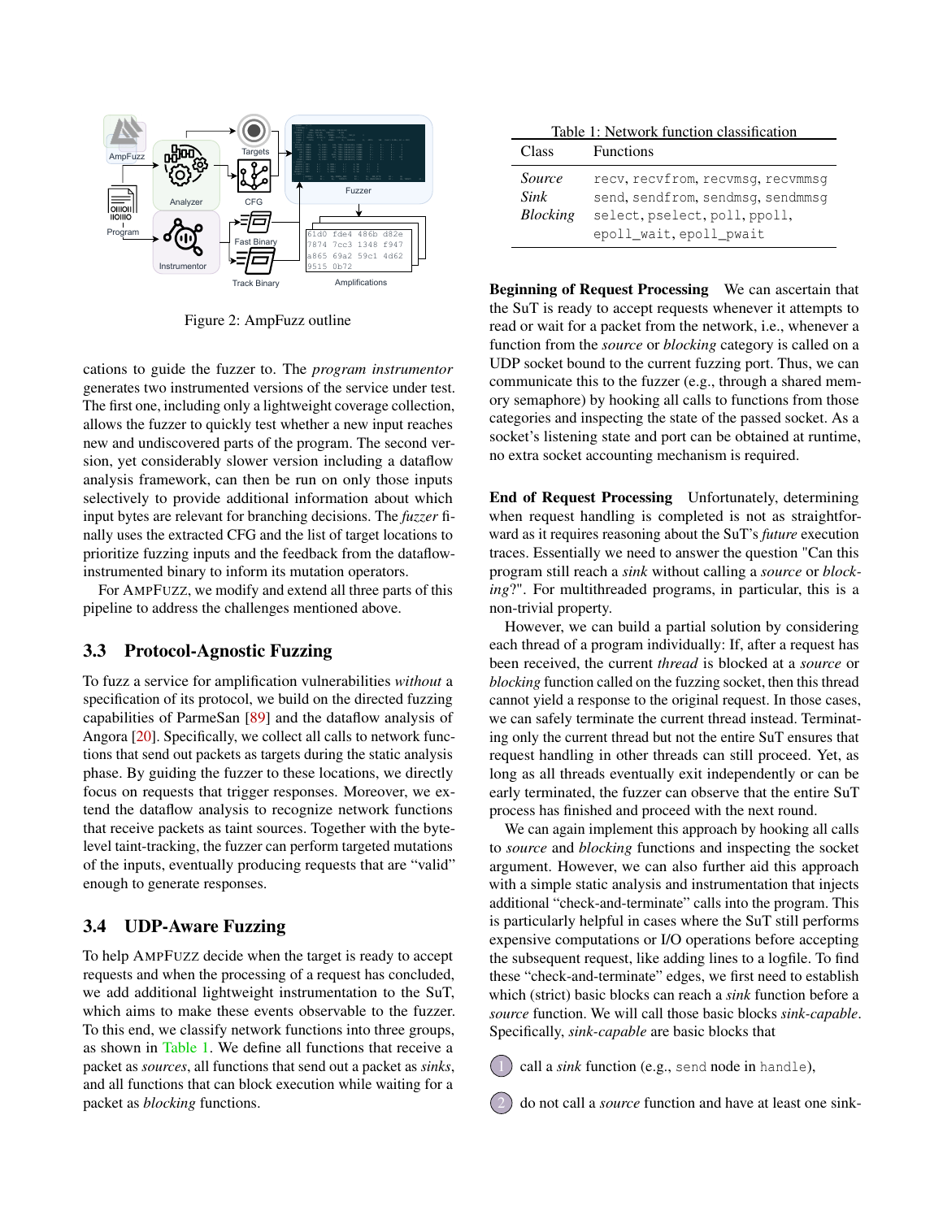Figure 2: AmpFuzz outline

cations to guide the fuzzer to. The *program instrumentor* generates two instrumented versions of the service under test. The first one, including only a lightweight coverage collection, allows the fuzzer to quickly test whether a new input reaches new and undiscovered parts of the program. The second version, yet considerably slower version including a dataflow analysis framework, can then be run on only those inputs selectively to provide additional information about which input bytes are relevant for branching decisions. The *fuzzer* finally uses the extracted CFG and the list of target locations to prioritize fuzzing inputs and the feedback from the dataflow-instrumented binary to inform its mutation operators.

For AMPFUZZ, we modify and extend all three parts of this pipeline to address the challenges mentioned above.

## 3.3 Protocol-Agnostic Fuzzing

To fuzz a service for amplification vulnerabilities *without* a specification of its protocol, we build on the directed fuzzing capabilities of ParmeSan [89] and the dataflow analysis of Angora [20]. Specifically, we collect all calls to network functions that send out packets as targets during the static analysis phase. By guiding the fuzzer to these locations, we directly focus on requests that trigger responses. Moreover, we extend the dataflow analysis to recognize network functions that receive packets as taint sources. Together with the byte-level taint-tracking, the fuzzer can perform targeted mutations of the inputs, eventually producing requests that are "valid" enough to generate responses.

## 3.4 UDP-Aware Fuzzing

To help AMPFUZZ decide when the target is ready to accept requests and when the processing of a request has concluded, we add additional lightweight instrumentation to the SuT, which aims to make these events observable to the fuzzer. To this end, we classify network functions into three groups, as shown in Table 1. We define all functions that receive a packet as *sources*, all functions that send out a packet as *sinks*, and all functions that can block execution while waiting for a packet as *blocking* functions.

Table 1: Network function classification

| Class | Functions |
|---|---|
| *Source* | `recv`, `recvfrom`, `recvmsg`, `recvmmsg` |
| *Sink* | `send`, `sendfrom`, `sendmsg`, `sendmmsg` |
| *Blocking* | `select`, `pselect`, `poll`, `ppoll`, `epoll_wait`, `epoll_pwait` |

**Beginning of Request Processing** We can ascertain that the SuT is ready to accept requests whenever it attempts to read or wait for a packet from the network, i.e., whenever a function from the *source* or *blocking* category is called on a UDP socket bound to the current fuzzing port. Thus, we can communicate this to the fuzzer (e.g., through a shared memory semaphore) by hooking all calls to functions from those categories and inspecting the state of the passed socket. As a socket's listening state and port can be obtained at runtime, no extra socket accounting mechanism is required.

**End of Request Processing** Unfortunately, determining when request handling is completed is not as straightforward as it requires reasoning about the SuT's *future* execution traces. Essentially we need to answer the question "Can this program still reach a *sink* without calling a *source* or *blocking*?". For multithreaded programs, in particular, this is a non-trivial property.

However, we can build a partial solution by considering each thread of a program individually: If, after a request has been received, the current *thread* is blocked at a *source* or *blocking* function called on the fuzzing socket, then this thread cannot yield a response to the original request. In those cases, we can safely terminate the current thread instead. Terminating only the current thread but not the entire SuT ensures that request handling in other threads can still proceed. Yet, as long as all threads eventually exit independently or can be early terminated, the fuzzer can observe that the entire SuT process has finished and proceed with the next round.

We can again implement this approach by hooking all calls to *source* and *blocking* functions and inspecting the socket argument. However, we can also further aid this approach with a simple static analysis and instrumentation that injects additional "check-and-terminate" calls into the program. This is particularly helpful in cases where the SuT still performs expensive computations or I/O operations before accepting the subsequent request, like adding lines to a logfile. To find these "check-and-terminate" edges, we first need to establish which (strict) basic blocks can reach a *sink* function before a *source* function. We will call those basic blocks *sink-capable*. Specifically, *sink-capable* are basic blocks that

1. call a *sink* function (e.g., `send` node in `handle`),
2. do not call a *source* function and have at least one sink-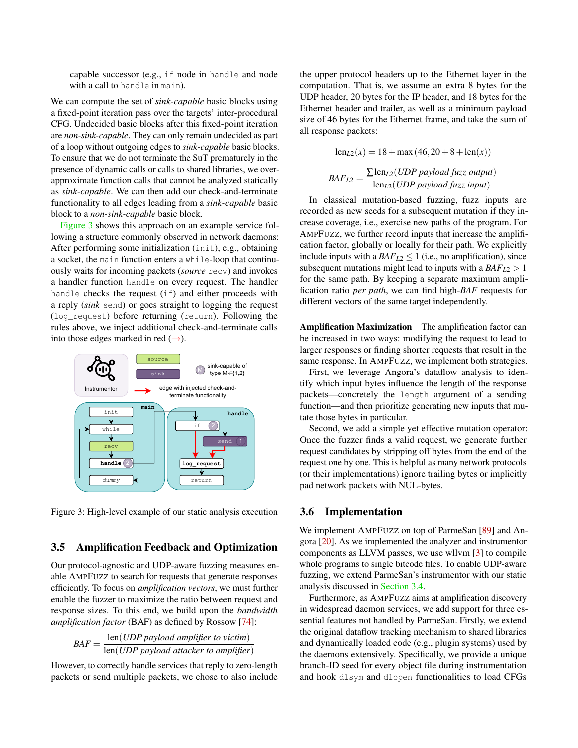capable successor (e.g., `if` node in `handle` and node with a call to `handle` in `main`).

We can compute the set of *sink-capable* basic blocks using a fixed-point iteration pass over the targets' inter-procedural CFG. Undecided basic blocks after this fixed-point iteration are *non-sink-capable*. They can only remain undecided as part of a loop without outgoing edges to *sink-capable* basic blocks. To ensure that we do not terminate the SuT prematurely in the presence of dynamic calls or calls to shared libraries, we over-approximate function calls that cannot be analyzed statically as *sink-capable*. We can then add our check-and-terminate functionality to all edges leading from a *sink-capable* basic block to a *non-sink-capable* basic block.

Figure 3 shows this approach on an example service following a structure commonly observed in network daemons: After performing some initialization (`init`), e.g., obtaining a socket, the `main` function enters a `while`-loop that continuously waits for incoming packets (*source* `recv`) and invokes a handler function `handle` on every request. The handler `handle` checks the request (`if`) and either proceeds with a reply (*sink* `send`) or goes straight to logging the request (`log_request`) before returning (`return`). Following the rules above, we inject additional check-and-terminate calls into those edges marked in red (→).

Figure 3: High-level example of our static analysis execution

## 3.5 Amplification Feedback and Optimization

Our protocol-agnostic and UDP-aware fuzzing measures enable AMPFUZZ to search for requests that generate responses efficiently. To focus on *amplification vectors*, we must further enable the fuzzer to maximize the ratio between request and response sizes. To this end, we build upon the *bandwidth amplification factor* (BAF) as defined by Rossow [74]:

$$BAF = \frac{\text{len}(\textit{UDP payload amplifier to victim})}{\text{len}(\textit{UDP payload attacker to amplifier})}$$

However, to correctly handle services that reply to zero-length packets or send multiple packets, we chose to also include the upper protocol headers up to the Ethernet layer in the computation. That is, we assume an extra 8 bytes for the UDP header, 20 bytes for the IP header, and 18 bytes for the Ethernet header and trailer, as well as a minimum payload size of 46 bytes for the Ethernet frame, and take the sum of all response packets:

$$\text{len}_{L2}(x) = 18 + \max(46, 20 + 8 + \text{len}(x))$$

$$BAF_{L2} = \frac{\sum \text{len}_{L2}(\textit{UDP payload fuzz output})}{\text{len}_{L2}(\textit{UDP payload fuzz input})}$$

In classical mutation-based fuzzing, fuzz inputs are recorded as new seeds for a subsequent mutation if they increase coverage, i.e., exercise new paths of the program. For AMPFUZZ, we further record inputs that increase the amplification factor, globally or locally for their path. We explicitly include inputs with a $BAF_{L2} \leq 1$ (i.e., no amplification), since subsequent mutations might lead to inputs with a $BAF_{L2} > 1$ for the same path. By keeping a separate maximum amplification ratio *per path*, we can find high-*BAF* requests for different vectors of the same target independently.

**Amplification Maximization** The amplification factor can be increased in two ways: modifying the request to lead to larger responses or finding shorter requests that result in the same response. In AMPFUZZ, we implement both strategies.

First, we leverage Angora's dataflow analysis to identify which input bytes influence the length of the response packets—concretely the `length` argument of a sending function—and then prioritize generating new inputs that mutate those bytes in particular.

Second, we add a simple yet effective mutation operator: Once the fuzzer finds a valid request, we generate further request candidates by stripping off bytes from the end of the request one by one. This is helpful as many network protocols (or their implementations) ignore trailing bytes or implicitly pad network packets with NUL-bytes.

## 3.6 Implementation

We implement AMPFUZZ on top of ParmeSan [89] and Angora [20]. As we implemented the analyzer and instrumentor components as LLVM passes, we use wllvm [3] to compile whole programs to single bitcode files. To enable UDP-aware fuzzing, we extend ParmeSan's instrumentor with our static analysis discussed in Section 3.4.

Furthermore, as AMPFUZZ aims at amplification discovery in widespread daemon services, we add support for three essential features not handled by ParmeSan. Firstly, we extend the original dataflow tracking mechanism to shared libraries and dynamically loaded code (e.g., plugin systems) used by the daemons extensively. Specifically, we provide a unique branch-ID seed for every object file during instrumentation and hook `dlsym` and `dlopen` functionalities to load CFGs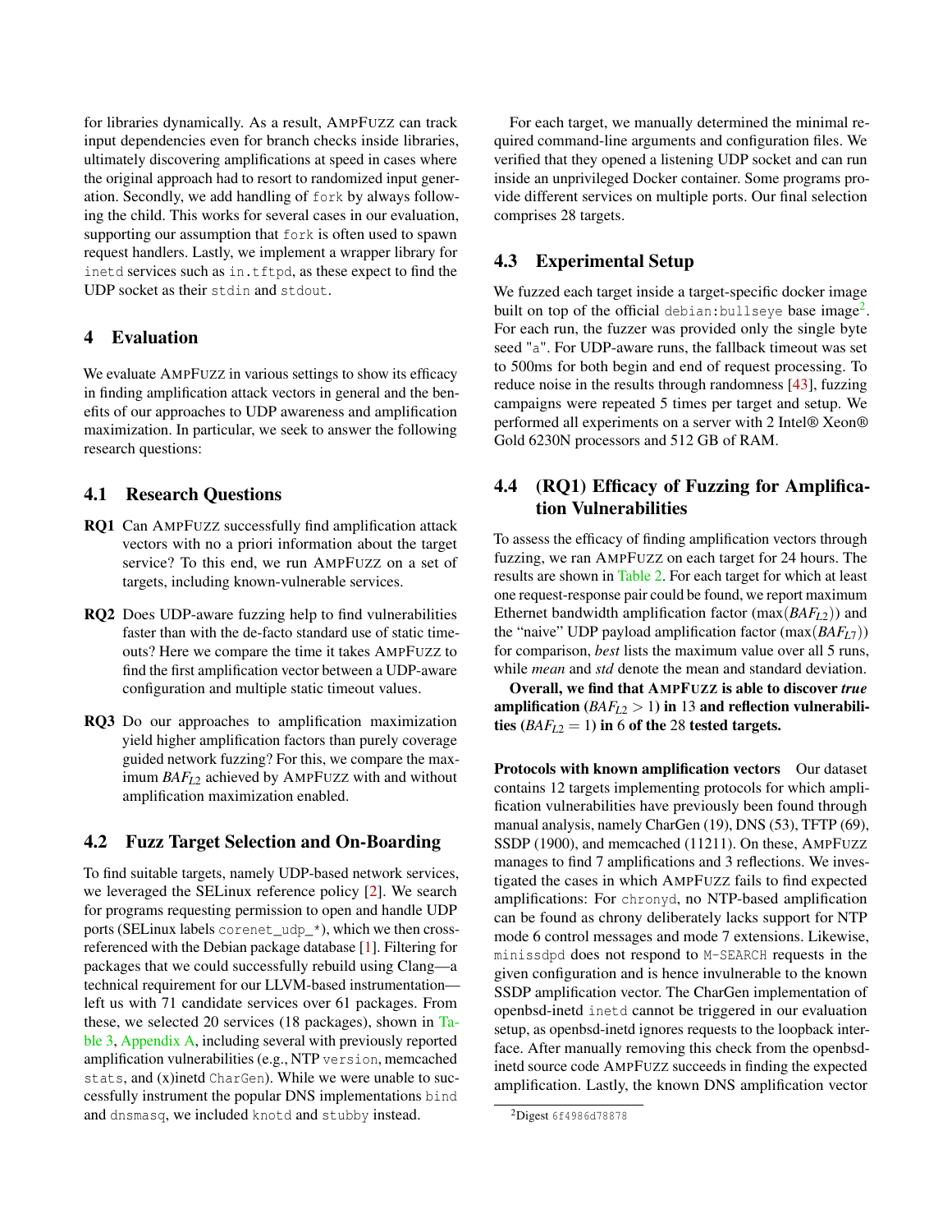for libraries dynamically. As a result, AMPFUZZ can track input dependencies even for branch checks inside libraries, ultimately discovering amplifications at speed in cases where the original approach had to resort to randomized input generation. Secondly, we add handling of `fork` by always following the child. This works for several cases in our evaluation, supporting our assumption that `fork` is often used to spawn request handlers. Lastly, we implement a wrapper library for `inetd` services such as `in.tftpd`, as these expect to find the UDP socket as their `stdin` and `stdout`.

## 4 Evaluation

We evaluate AMPFUZZ in various settings to show its efficacy in finding amplification attack vectors in general and the benefits of our approaches to UDP awareness and amplification maximization. In particular, we seek to answer the following research questions:

### 4.1 Research Questions

**RQ1** Can AMPFUZZ successfully find amplification attack vectors with no a priori information about the target service? To this end, we run AMPFUZZ on a set of targets, including known-vulnerable services.

**RQ2** Does UDP-aware fuzzing help to find vulnerabilities faster than with the de-facto standard use of static timeouts? Here we compare the time it takes AMPFUZZ to find the first amplification vector between a UDP-aware configuration and multiple static timeout values.

**RQ3** Do our approaches to amplification maximization yield higher amplification factors than purely coverage guided network fuzzing? For this, we compare the maximum $BAF_{L2}$ achieved by AMPFUZZ with and without amplification maximization enabled.

### 4.2 Fuzz Target Selection and On-Boarding

To find suitable targets, namely UDP-based network services, we leveraged the SELinux reference policy [2]. We search for programs requesting permission to open and handle UDP ports (SELinux labels `corenet_udp_*`), which we then cross-referenced with the Debian package database [1]. Filtering for packages that we could successfully rebuild using Clang—a technical requirement for our LLVM-based instrumentation—left us with 71 candidate services over 61 packages. From these, we selected 20 services (18 packages), shown in Table 3, Appendix A, including several with previously reported amplification vulnerabilities (e.g., NTP `version`, memcached `stats`, and (x)inetd `CharGen`). While we were unable to successfully instrument the popular DNS implementations `bind` and `dnsmasq`, we included `knotd` and `stubby` instead.

For each target, we manually determined the minimal required command-line arguments and configuration files. We verified that they opened a listening UDP socket and can run inside an unprivileged Docker container. Some programs provide different services on multiple ports. Our final selection comprises 28 targets.

### 4.3 Experimental Setup

We fuzzed each target inside a target-specific docker image built on top of the official `debian:bullseye` base image[2]. For each run, the fuzzer was provided only the single byte seed "`a`". For UDP-aware runs, the fallback timeout was set to 500ms for both begin and end of request processing. To reduce noise in the results through randomness [43], fuzzing campaigns were repeated 5 times per target and setup. We performed all experiments on a server with 2 Intel® Xeon® Gold 6230N processors and 512 GB of RAM.

### 4.4 (RQ1) Efficacy of Fuzzing for Amplification Vulnerabilities

To assess the efficacy of finding amplification vectors through fuzzing, we ran AMPFUZZ on each target for 24 hours. The results are shown in Table 2. For each target for which at least one request-response pair could be found, we report maximum Ethernet bandwidth amplification factor ($\max(BAF_{L2})$) and the "naive" UDP payload amplification factor ($\max(BAF_{L7})$) for comparison, *best* lists the maximum value over all 5 runs, while *mean* and *std* denote the mean and standard deviation.

**Overall, we find that AMPFUZZ is able to discover *true* amplification ($BAF_{L2} > 1$) in 13 and reflection vulnerabilities ($BAF_{L2} = 1$) in 6 of the 28 tested targets.**

**Protocols with known amplification vectors** Our dataset contains 12 targets implementing protocols for which amplification vulnerabilities have previously been found through manual analysis, namely CharGen (19), DNS (53), TFTP (69), SSDP (1900), and memcached (11211). On these, AMPFUZZ manages to find 7 amplifications and 3 reflections. We investigated the cases in which AMPFUZZ fails to find expected amplifications: For `chronyd`, no NTP-based amplification can be found as chrony deliberately lacks support for NTP mode 6 control messages and mode 7 extensions. Likewise, `minissdpd` does not respond to `M-SEARCH` requests in the given configuration and is hence invulnerable to the known SSDP amplification vector. The CharGen implementation of openbsd-inetd `inetd` cannot be triggered in our evaluation setup, as openbsd-inetd ignores requests to the loopback interface. After manually removing this check from the openbsd-inetd source code AMPFUZZ succeeds in finding the expected amplification. Lastly, the known DNS amplification vector

[2] Digest `6f4986d78878`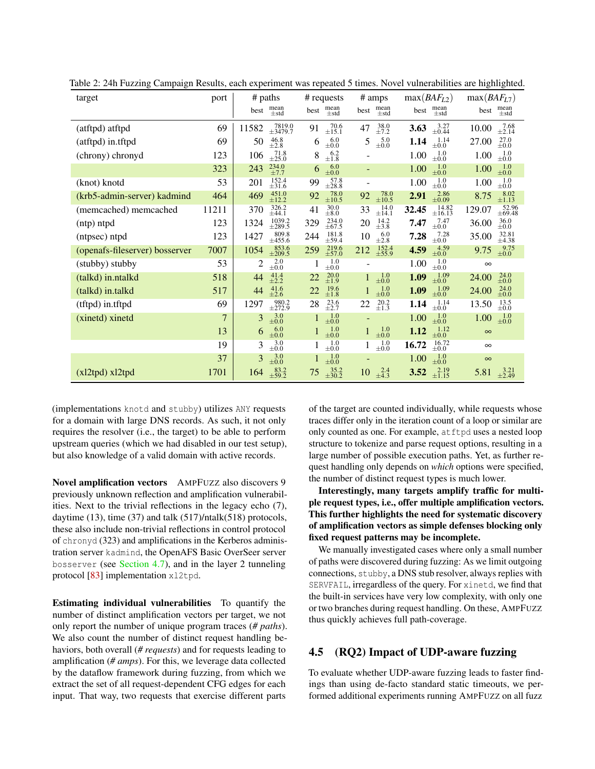Table 2: 24h Fuzzing Campaign Results, each experiment was repeated 5 times. Novel vulnerabilities are highlighted.

| target | port | # paths | | # requests | | # amps | | $\max(BAF_{L2})$ | | $\max(BAF_{L7})$ | |
|---|---|---|---|---|---|---|---|---|---|---|---|
| | | best | mean ±std | best | mean ±std | best | mean ±std | best | mean ±std | best | mean ±std |
| (atftpd) atftpd | 69 | 11582 | 7819.0 ±3479.7 | 91 | 70.6 ±15.1 | 47 | 38.0 ±7.2 | **3.63** | 3.27 ±0.44 | 10.00 | 7.68 ±2.14 |
| (atftpd) in.tftpd | 69 | 50 | 46.8 ±2.8 | 6 | 6.0 ±0.0 | 5 | 5.0 ±0.0 | **1.14** | 1.14 ±0.0 | 27.00 | 27.0 ±0.0 |
| (chrony) chronyd | 123 | 106 | 71.8 ±25.0 | 8 | 6.2 ±1.8 | - | | 1.00 | 1.0 ±0.0 | 1.00 | 1.0 ±0.0 |
| | 323 | 243 | 234.0 ±7.7 | 6 | 6.0 ±0.0 | - | | 1.00 | 1.0 ±0.0 | 1.00 | 1.0 ±0.0 |
| (knot) knotd | 53 | 201 | 152.4 ±31.6 | 99 | 57.8 ±28.8 | - | | 1.00 | 1.0 ±0.0 | 1.00 | 1.0 ±0.0 |
| (krb5-admin-server) kadmind | 464 | 469 | 451.0 ±12.2 | 92 | 78.0 ±10.5 | 92 | 78.0 ±10.5 | **2.91** | 2.86 ±0.09 | 8.75 | 8.02 ±1.13 |
| (memcached) memcached | 11211 | 370 | 326.2 ±44.1 | 41 | 30.0 ±8.0 | 33 | 14.0 ±14.1 | **32.45** | 14.82 ±16.13 | 129.07 | 52.96 ±69.48 |
| (ntp) ntpd | 123 | 1324 | 1039.2 ±289.5 | 329 | 234.0 ±67.5 | 20 | 14.2 ±3.8 | **7.47** | 7.47 ±0.0 | 36.00 | 36.0 ±0.0 |
| (ntpsec) ntpd | 123 | 1427 | 809.8 ±455.6 | 244 | 181.8 ±59.4 | 10 | 6.0 ±2.8 | **7.28** | 7.28 ±0.0 | 35.00 | 32.81 ±4.38 |
| (openafs-fileserver) bosserver | 7007 | 1054 | 853.6 ±209.5 | 259 | 219.6 ±57.0 | 212 | 152.4 ±55.9 | **4.59** | 4.59 ±0.0 | 9.75 | 9.75 ±0.0 |
| (stubby) stubby | 53 | 2 | 2.0 ±0.0 | 1 | 1.0 ±0.0 | - | | 1.00 | 1.0 ±0.0 | ∞ | |
| (talkd) in.ntalkd | 518 | 44 | 41.4 ±2.2 | 22 | 20.0 ±1.9 | 1 | 1.0 ±0.0 | **1.09** | 1.09 ±0.0 | 24.00 | 24.0 ±0.0 |
| (talkd) in.talkd | 517 | 44 | 41.6 ±2.6 | 22 | 19.6 ±1.8 | 1 | 1.0 ±0.0 | **1.09** | 1.09 ±0.0 | 24.00 | 24.0 ±0.0 |
| (tftpd) in.tftpd | 69 | 1297 | 980.2 ±272.9 | 28 | 23.6 ±2.7 | 22 | 20.2 ±1.3 | **1.14** | 1.14 ±0.0 | 13.50 | 13.5 ±0.0 |
| (xinetd) xinetd | 7 | 3 | 3.0 ±0.0 | 1 | 1.0 ±0.0 | - | | 1.00 | 1.0 ±0.0 | 1.00 | 1.0 ±0.0 |
| | 13 | 6 | 6.0 ±0.0 | 1 | 1.0 ±0.0 | 1 | 1.0 ±0.0 | **1.12** | 1.12 ±0.0 | ∞ | |
| | 19 | 3 | 3.0 ±0.0 | 1 | 1.0 ±0.0 | 1 | 1.0 ±0.0 | **16.72** | 16.72 ±0.0 | ∞ | |
| | 37 | 3 | 3.0 ±0.0 | 1 | 1.0 ±0.0 | - | | 1.00 | 1.0 ±0.0 | ∞ | |
| (xl2tpd) xl2tpd | 1701 | 164 | 83.2 ±59.2 | 75 | 35.2 ±30.2 | 10 | 2.4 ±4.3 | **3.52** | 2.19 ±1.15 | 5.81 | 3.21 ±2.49 |

(implementations knotd and stubby) utilizes ANY requests for a domain with large DNS records. As such, it not only requires the resolver (i.e., the target) to be able to perform upstream queries (which we had disabled in our test setup), but also knowledge of a valid domain with active records.

**Novel amplification vectors** AmpFuzz also discovers 9 previously unknown reflection and amplification vulnerabilities. Next to the trivial reflections in the legacy echo (7), daytime (13), time (37) and talk (517)/ntalk(518) protocols, these also include non-trivial reflections in control protocol of chronyd (323) and amplifications in the Kerberos administration server kadmind, the OpenAFS Basic OverSeer server bosserver (see Section 4.7), and in the layer 2 tunneling protocol [83] implementation xl2tpd.

**Estimating individual vulnerabilities** To quantify the number of distinct amplification vectors per target, we not only report the number of unique program traces (*# paths*). We also count the number of distinct request handling behaviors, both overall (*# requests*) and for requests leading to amplification (*# amps*). For this, we leverage data collected by the dataflow framework during fuzzing, from which we extract the set of all request-dependent CFG edges for each input. That way, two requests that exercise different parts of the target are counted individually, while requests whose traces differ only in the iteration count of a loop or similar are only counted as one. For example, atftpd uses a nested loop structure to tokenize and parse request options, resulting in a large number of possible execution paths. Yet, as further request handling only depends on *which* options were specified, the number of distinct request types is much lower.

**Interestingly, many targets amplify traffic for multiple request types, i.e., offer multiple amplification vectors. This further highlights the need for systematic discovery of amplification vectors as simple defenses blocking only fixed request patterns may be incomplete.**

We manually investigated cases where only a small number of paths were discovered during fuzzing: As we limit outgoing connections, stubby, a DNS stub resolver, always replies with SERVFAIL, irregardless of the query. For xinetd, we find that the built-in services have very low complexity, with only one or two branches during request handling. On these, AmpFuzz thus quickly achieves full path-coverage.

## 4.5 (RQ2) Impact of UDP-aware fuzzing

To evaluate whether UDP-aware fuzzing leads to faster findings than using de-facto standard static timeouts, we performed additional experiments running AmpFuzz on all fuzz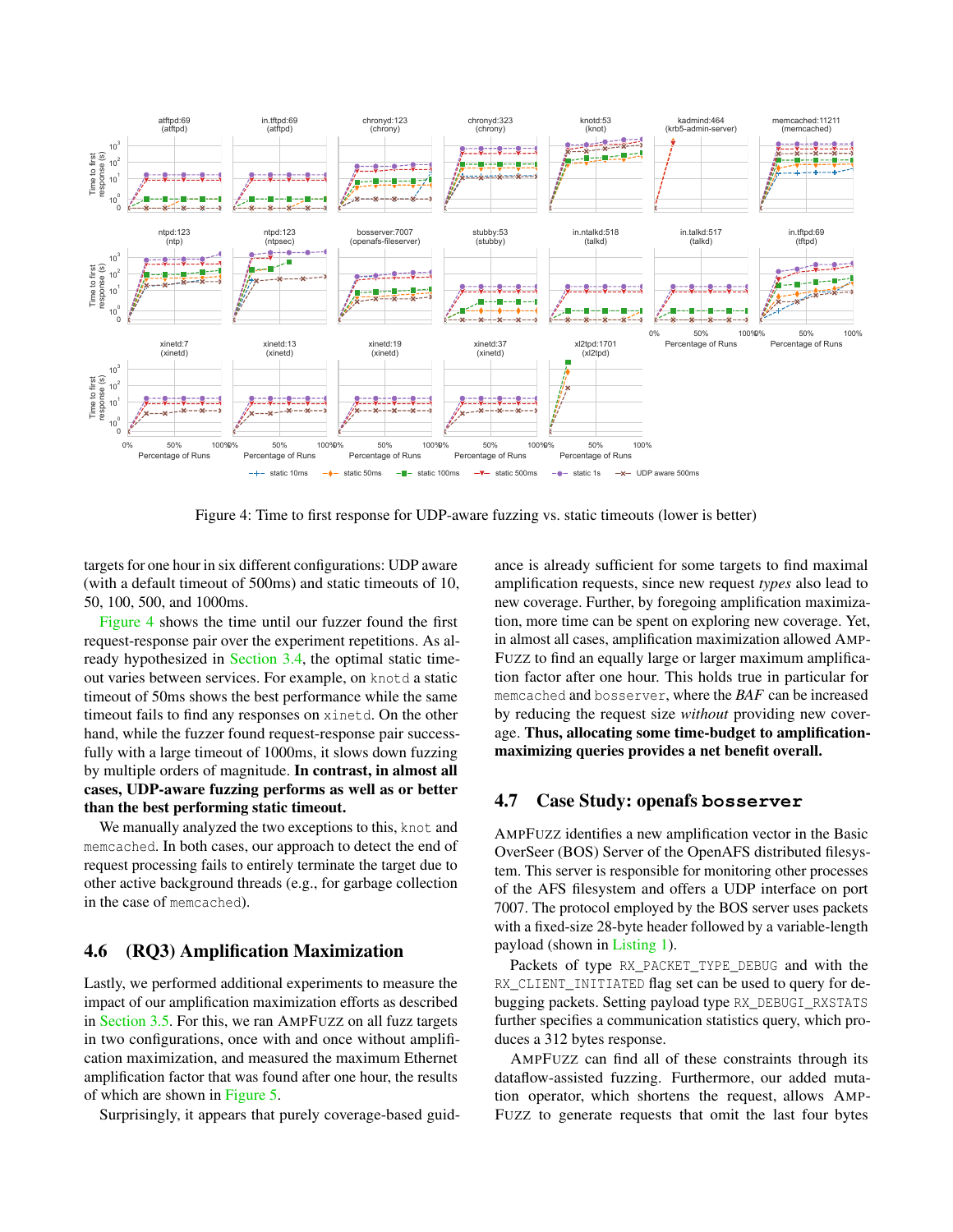Figure 4: Time to first response for UDP-aware fuzzing vs. static timeouts (lower is better)

targets for one hour in six different configurations: UDP aware (with a default timeout of 500ms) and static timeouts of 10, 50, 100, 500, and 1000ms.

Figure 4 shows the time until our fuzzer found the first request-response pair over the experiment repetitions. As already hypothesized in Section 3.4, the optimal static timeout varies between services. For example, on `knotd` a static timeout of 50ms shows the best performance while the same timeout fails to find any responses on `xinetd`. On the other hand, while the fuzzer found request-response pair successfully with a large timeout of 1000ms, it slows down fuzzing by multiple orders of magnitude. **In contrast, in almost all cases, UDP-aware fuzzing performs as well as or better than the best performing static timeout.**

We manually analyzed the two exceptions to this, `knot` and `memcached`. In both cases, our approach to detect the end of request processing fails to entirely terminate the target due to other active background threads (e.g., for garbage collection in the case of `memcached`).

## 4.6 (RQ3) Amplification Maximization

Lastly, we performed additional experiments to measure the impact of our amplification maximization efforts as described in Section 3.5. For this, we ran AMPFUZZ on all fuzz targets in two configurations, once with and once without amplification maximization, and measured the maximum Ethernet amplification factor that was found after one hour, the results of which are shown in Figure 5.

Surprisingly, it appears that purely coverage-based guidance is already sufficient for some targets to find maximal amplification requests, since new request *types* also lead to new coverage. Further, by foregoing amplification maximization, more time can be spent on exploring new coverage. Yet, in almost all cases, amplification maximization allowed AMPFUZZ to find an equally large or larger maximum amplification factor after one hour. This holds true in particular for `memcached` and `bosserver`, where the *BAF* can be increased by reducing the request size *without* providing new coverage. **Thus, allocating some time-budget to amplification-maximizing queries provides a net benefit overall.**

## 4.7 Case Study: openafs `bosserver`

AMPFUZZ identifies a new amplification vector in the Basic OverSeer (BOS) Server of the OpenAFS distributed filesystem. This server is responsible for monitoring other processes of the AFS filesystem and offers a UDP interface on port 7007. The protocol employed by the BOS server uses packets with a fixed-size 28-byte header followed by a variable-length payload (shown in Listing 1).

Packets of type `RX_PACKET_TYPE_DEBUG` and with the `RX_CLIENT_INITIATED` flag set can be used to query for debugging packets. Setting payload type `RX_DEBUGI_RXSTATS` further specifies a communication statistics query, which produces a 312 bytes response.

AMPFUZZ can find all of these constraints through its dataflow-assisted fuzzing. Furthermore, our added mutation operator, which shortens the request, allows AMPFUZZ to generate requests that omit the last four bytes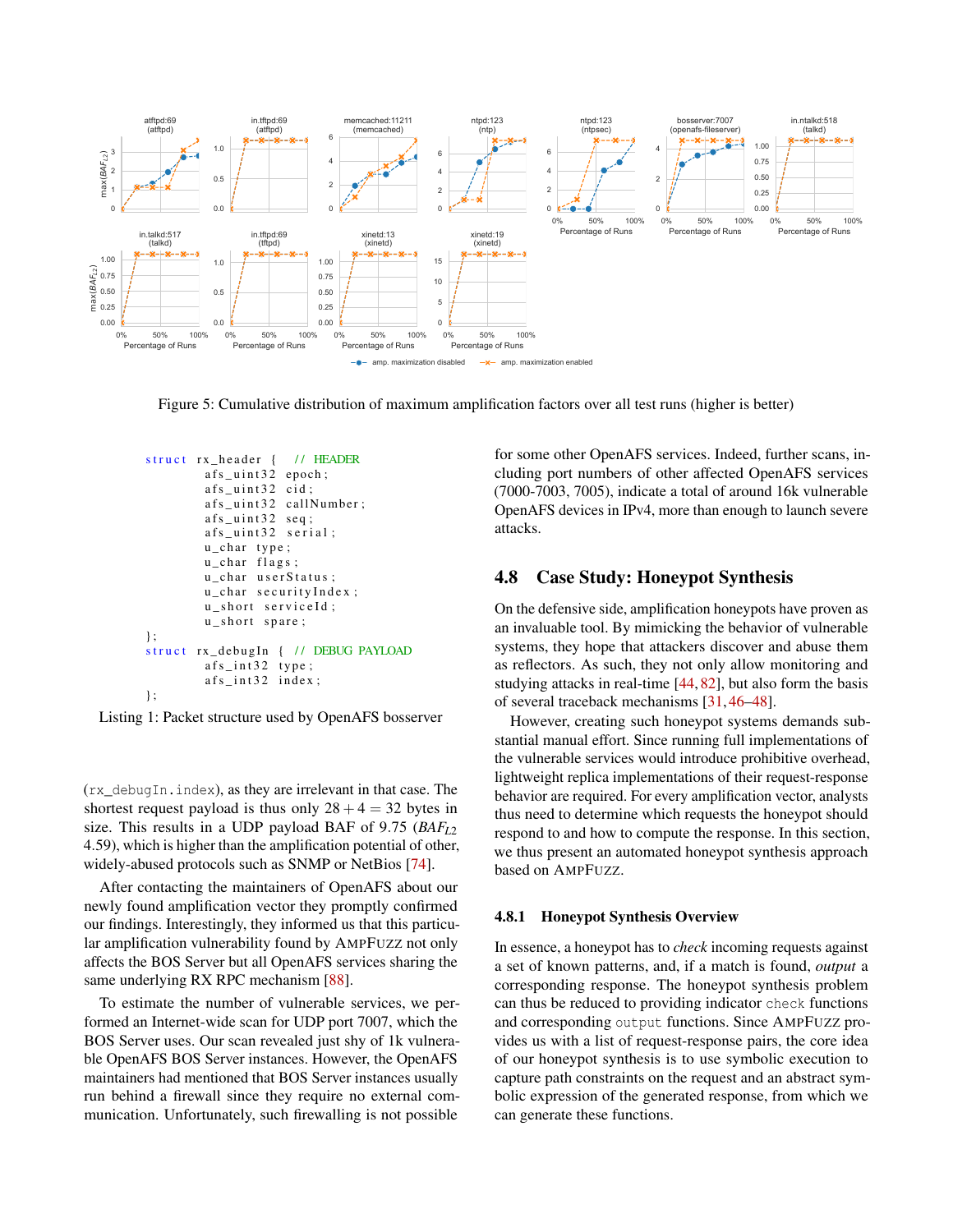Figure 5: Cumulative distribution of maximum amplification factors over all test runs (higher is better)

```
struct rx_header {  // HEADER
        afs_uint32 epoch;
        afs_uint32 cid;
        afs_uint32 callNumber;
        afs_uint32 seq;
        afs_uint32 serial;
        u_char type;
        u_char flags;
        u_char userStatus;
        u_char securityIndex;
        u_short serviceId;
        u_short spare;
};
struct rx_debugIn { // DEBUG PAYLOAD
        afs_int32 type;
        afs_int32 index;
};
```

Listing 1: Packet structure used by OpenAFS bosserver

(`rx_debugIn.index`), as they are irrelevant in that case. The shortest request payload is thus only $28 + 4 = 32$ bytes in size. This results in a UDP payload BAF of 9.75 ($BAF_{L2}$ 4.59), which is higher than the amplification potential of other, widely-abused protocols such as SNMP or NetBios [74].

After contacting the maintainers of OpenAFS about our newly found amplification vector they promptly confirmed our findings. Interestingly, they informed us that this particular amplification vulnerability found by AmpFuzz not only affects the BOS Server but all OpenAFS services sharing the same underlying RX RPC mechanism [88].

To estimate the number of vulnerable services, we performed an Internet-wide scan for UDP port 7007, which the BOS Server uses. Our scan revealed just shy of 1k vulnerable OpenAFS BOS Server instances. However, the OpenAFS maintainers had mentioned that BOS Server instances usually run behind a firewall since they require no external communication. Unfortunately, such firewalling is not possible for some other OpenAFS services. Indeed, further scans, including port numbers of other affected OpenAFS services (7000-7003, 7005), indicate a total of around 16k vulnerable OpenAFS devices in IPv4, more than enough to launch severe attacks.

## 4.8 Case Study: Honeypot Synthesis

On the defensive side, amplification honeypots have proven as an invaluable tool. By mimicking the behavior of vulnerable systems, they hope that attackers discover and abuse them as reflectors. As such, they not only allow monitoring and studying attacks in real-time [44, 82], but also form the basis of several traceback mechanisms [31, 46–48].

However, creating such honeypot systems demands substantial manual effort. Since running full implementations of the vulnerable services would introduce prohibitive overhead, lightweight replica implementations of their request-response behavior are required. For every amplification vector, analysts thus need to determine which requests the honeypot should respond to and how to compute the response. In this section, we thus present an automated honeypot synthesis approach based on AmpFuzz.

### 4.8.1 Honeypot Synthesis Overview

In essence, a honeypot has to *check* incoming requests against a set of known patterns, and, if a match is found, *output* a corresponding response. The honeypot synthesis problem can thus be reduced to providing indicator `check` functions and corresponding `output` functions. Since AmpFuzz provides us with a list of request-response pairs, the core idea of our honeypot synthesis is to use symbolic execution to capture path constraints on the request and an abstract symbolic expression of the generated response, from which we can generate these functions.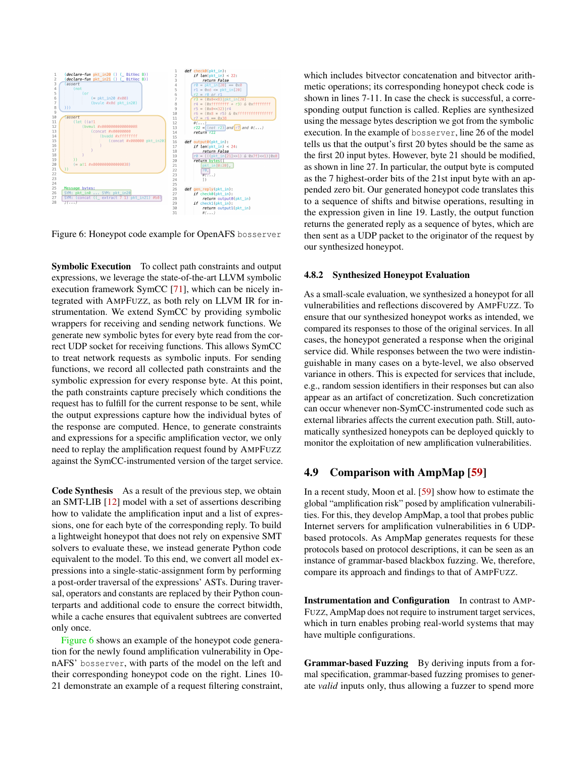```
1  (declare-fun pkt_in20 () (_ BitVec 8))
2  (declare-fun pkt_in21 () (_ BitVec 8))
3  (assert
4      (not
5          (or
6              (= pkt_in20 #x00)
7              (bvule #x0d pkt_in20)
8  )))
9
10 (assert
11     (let ((a!1
12         (bvmul #x0000000000000000
13             (concat #x00000000
14                 (bvadd #xffffffff
15                     (concat #x000000 pkt_in20)
16                 )
17             )
18         )
19     ))
20     (= a!1 #x0000000000000038)
21 ))
22
23
24
25 Message bytes:
26 SYM: pkt_in0 ... SYM: pkt_in20
27 SYM: (concat ((_ extract 7 1) pkt_in21) #b0)
28 ;(...)
```

```
1  def check0(pkt_in):
2      if len(pkt_in) < 22:
3          return False
4      r0 = pkt_in[20] == 0x0
5      r1 = 0xd <= pkt_in[20]
6      r2 = r0 or r1
7      r3 = (0x0<<8)|pkt_in[20]
8      r4 = (0xffffffff + r3) & 0xffffffff
9      r5 = (0x0<<32)|r4
10     r6 = (0x0 * r5) & 0xffffffffffffffff
11     r7 = r6 == 0x38
12     #(...)
13     r22 = (not r2) and r7 and #(...)
14     return r22
15
16 def output0(pkt_in):
17     if len(pkt_in) < 24:
18         return False
19     r0 = ((pkt_in[21]>>1) & 0x7f)<<1)|0x0
20     return bytes([
21         pkt_in[0:20],
22         r0,
23         #(...)
24     ])
25
26 def gen_reply(pkt_in):
27     if check0(pkt_in):
28         return output0(pkt_in)
29     if check1(pkt_in):
30         return output1(pkt_in)
31     #(...)
```

Figure 6: Honeypot code example for OpenAFS bosserver

**Symbolic Execution** To collect path constraints and output expressions, we leverage the state-of-the-art LLVM symbolic execution framework SymCC [71], which can be nicely integrated with AmpFuzz, as both rely on LLVM IR for instrumentation. We extend SymCC by providing symbolic wrappers for receiving and sending network functions. We generate new symbolic bytes for every byte read from the correct UDP socket for receiving functions. This allows SymCC to treat network requests as symbolic inputs. For sending functions, we record all collected path constraints and the symbolic expression for every response byte. At this point, the path constraints capture precisely which conditions the request has to fulfill for the current response to be sent, while the output expressions capture how the individual bytes of the response are computed. Hence, to generate constraints and expressions for a specific amplification vector, we only need to replay the amplification request found by AmpFuzz against the SymCC-instrumented version of the target service.

**Code Synthesis** As a result of the previous step, we obtain an SMT-LIB [12] model with a set of assertions describing how to validate the amplification input and a list of expressions, one for each byte of the corresponding reply. To build a lightweight honeypot that does not rely on expensive SMT solvers to evaluate these, we instead generate Python code equivalent to the model. To this end, we convert all model expressions into a single-static-assignment form by performing a post-order traversal of the expressions' ASTs. During traversal, operators and constants are replaced by their Python counterparts and additional code to ensure the correct bitwidth, while a cache ensures that equivalent subtrees are converted only once.

Figure 6 shows an example of the honeypot code generation for the newly found amplification vulnerability in OpenAFS' bosserver, with parts of the model on the left and their corresponding honeypot code on the right. Lines 10-21 demonstrate an example of a request filtering constraint, which includes bitvector concatenation and bitvector arithmetic operations; its corresponding honeypot check code is shown in lines 7-11. In case the check is successful, a corresponding output function is called. Replies are synthesized using the message bytes description we got from the symbolic execution. In the example of bosserver, line 26 of the model tells us that the output's first 20 bytes should be the same as the first 20 input bytes. However, byte 21 should be modified, as shown in line 27. In particular, the output byte is computed as the 7 highest-order bits of the 21st input byte with an appended zero bit. Our generated honeypot code translates this to a sequence of shifts and bitwise operations, resulting in the expression given in line 19. Lastly, the output function returns the generated reply as a sequence of bytes, which are then sent as a UDP packet to the originator of the request by our synthesized honeypot.

#### 4.8.2 Synthesized Honeypot Evaluation

As a small-scale evaluation, we synthesized a honeypot for all vulnerabilities and reflections discovered by AmpFuzz. To ensure that our synthesized honeypot works as intended, we compared its responses to those of the original services. In all cases, the honeypot generated a response when the original service did. While responses between the two were indistinguishable in many cases on a byte-level, we also observed variance in others. This is expected for services that include, e.g., random session identifiers in their responses but can also appear as an artifact of concretization. Such concretization can occur whenever non-SymCC-instrumented code such as external libraries affects the current execution path. Still, automatically synthesized honeypots can be deployed quickly to monitor the exploitation of new amplification vulnerabilities.

### 4.9 Comparison with AmpMap [59]

In a recent study, Moon et al. [59] show how to estimate the global "amplification risk" posed by amplification vulnerabilities. For this, they develop AmpMap, a tool that probes public Internet servers for amplification vulnerabilities in 6 UDP-based protocols. As AmpMap generates requests for these protocols based on protocol descriptions, it can be seen as an instance of grammar-based blackbox fuzzing. We, therefore, compare its approach and findings to that of AmpFuzz.

**Instrumentation and Configuration** In contrast to AmpFuzz, AmpMap does not require to instrument target services, which in turn enables probing real-world systems that may have multiple configurations.

**Grammar-based Fuzzing** By deriving inputs from a formal specification, grammar-based fuzzing promises to generate *valid* inputs only, thus allowing a fuzzer to spend more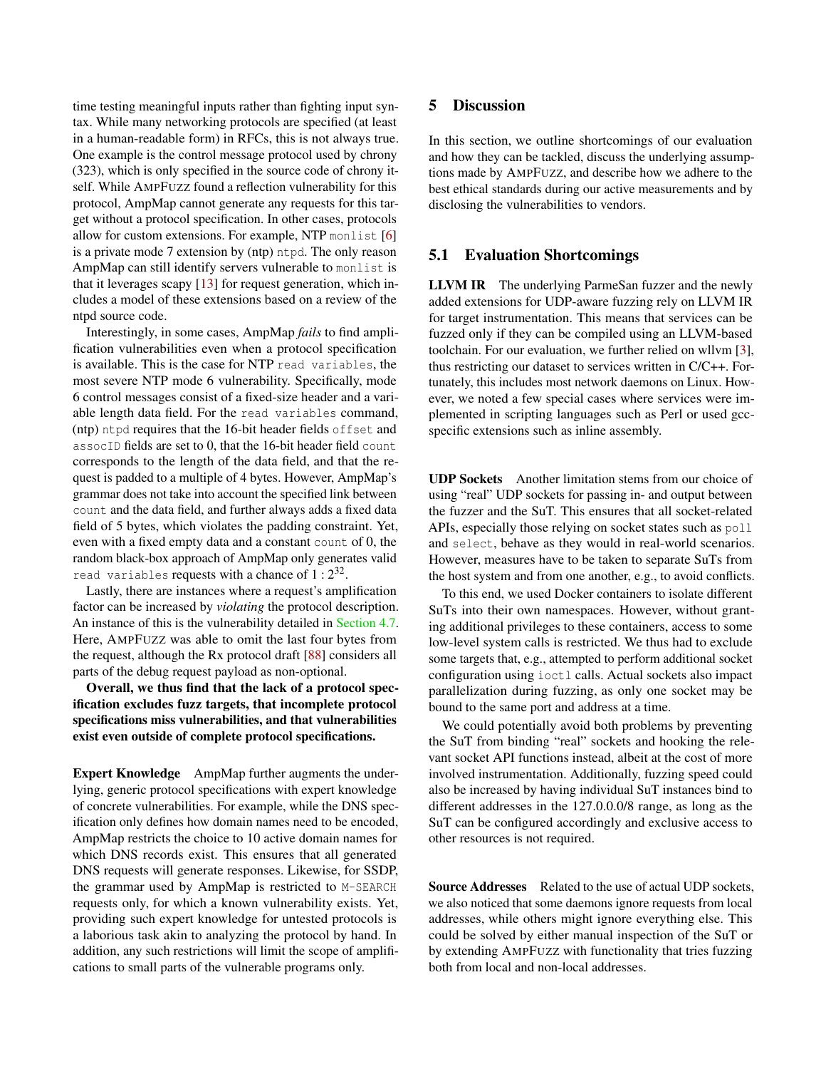time testing meaningful inputs rather than fighting input syntax. While many networking protocols are specified (at least in a human-readable form) in RFCs, this is not always true. One example is the control message protocol used by chrony (323), which is only specified in the source code of chrony itself. While AMPFUZZ found a reflection vulnerability for this protocol, AmpMap cannot generate any requests for this target without a protocol specification. In other cases, protocols allow for custom extensions. For example, NTP `monlist` [6] is a private mode 7 extension by (ntp) `ntpd`. The only reason AmpMap can still identify servers vulnerable to `monlist` is that it leverages scapy [13] for request generation, which includes a model of these extensions based on a review of the ntpd source code.

Interestingly, in some cases, AmpMap *fails* to find amplification vulnerabilities even when a protocol specification is available. This is the case for NTP `read variables`, the most severe NTP mode 6 vulnerability. Specifically, mode 6 control messages consist of a fixed-size header and a variable length data field. For the `read variables` command, (ntp) `ntpd` requires that the 16-bit header fields `offset` and `assocID` fields are set to 0, that the 16-bit header field `count` corresponds to the length of the data field, and that the request is padded to a multiple of 4 bytes. However, AmpMap's grammar does not take into account the specified link between `count` and the data field, and further always adds a fixed data field of 5 bytes, which violates the padding constraint. Yet, even with a fixed empty data and a constant `count` of 0, the random black-box approach of AmpMap only generates valid `read variables` requests with a chance of $1 : 2^{32}$.

Lastly, there are instances where a request's amplification factor can be increased by *violating* the protocol description. An instance of this is the vulnerability detailed in Section 4.7. Here, AMPFUZZ was able to omit the last four bytes from the request, although the Rx protocol draft [88] considers all parts of the debug request payload as non-optional.

**Overall, we thus find that the lack of a protocol specification excludes fuzz targets, that incomplete protocol specifications miss vulnerabilities, and that vulnerabilities exist even outside of complete protocol specifications.**

**Expert Knowledge** AmpMap further augments the underlying, generic protocol specifications with expert knowledge of concrete vulnerabilities. For example, while the DNS specification only defines how domain names need to be encoded, AmpMap restricts the choice to 10 active domain names for which DNS records exist. This ensures that all generated DNS requests will generate responses. Likewise, for SSDP, the grammar used by AmpMap is restricted to `M-SEARCH` requests only, for which a known vulnerability exists. Yet, providing such expert knowledge for untested protocols is a laborious task akin to analyzing the protocol by hand. In addition, any such restrictions will limit the scope of amplifications to small parts of the vulnerable programs only.

# 5 Discussion

In this section, we outline shortcomings of our evaluation and how they can be tackled, discuss the underlying assumptions made by AMPFUZZ, and describe how we adhere to the best ethical standards during our active measurements and by disclosing the vulnerabilities to vendors.

## 5.1 Evaluation Shortcomings

**LLVM IR** The underlying ParmeSan fuzzer and the newly added extensions for UDP-aware fuzzing rely on LLVM IR for target instrumentation. This means that services can be fuzzed only if they can be compiled using an LLVM-based toolchain. For our evaluation, we further relied on wllvm [3], thus restricting our dataset to services written in C/C++. Fortunately, this includes most network daemons on Linux. However, we noted a few special cases where services were implemented in scripting languages such as Perl or used gcc-specific extensions such as inline assembly.

**UDP Sockets** Another limitation stems from our choice of using "real" UDP sockets for passing in- and output between the fuzzer and the SuT. This ensures that all socket-related APIs, especially those relying on socket states such as `poll` and `select`, behave as they would in real-world scenarios. However, measures have to be taken to separate SuTs from the host system and from one another, e.g., to avoid conflicts.

To this end, we used Docker containers to isolate different SuTs into their own namespaces. However, without granting additional privileges to these containers, access to some low-level system calls is restricted. We thus had to exclude some targets that, e.g., attempted to perform additional socket configuration using `ioctl` calls. Actual sockets also impact parallelization during fuzzing, as only one socket may be bound to the same port and address at a time.

We could potentially avoid both problems by preventing the SuT from binding "real" sockets and hooking the relevant socket API functions instead, albeit at the cost of more involved instrumentation. Additionally, fuzzing speed could also be increased by having individual SuT instances bind to different addresses in the 127.0.0.0/8 range, as long as the SuT can be configured accordingly and exclusive access to other resources is not required.

**Source Addresses** Related to the use of actual UDP sockets, we also noticed that some daemons ignore requests from local addresses, while others might ignore everything else. This could be solved by either manual inspection of the SuT or by extending AMPFUZZ with functionality that tries fuzzing both from local and non-local addresses.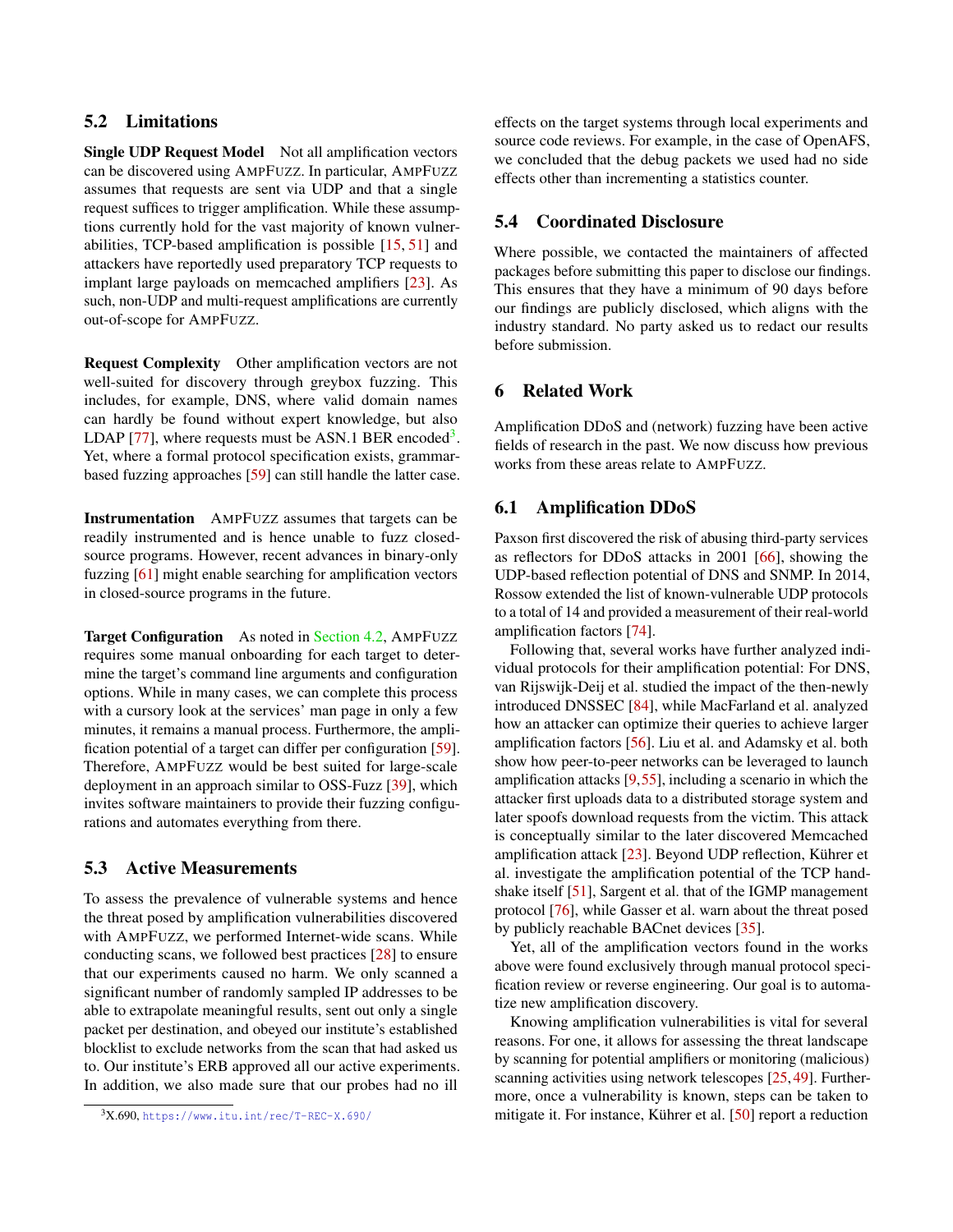## 5.2 Limitations

**Single UDP Request Model** Not all amplification vectors can be discovered using AmpFuzz. In particular, AmpFuzz assumes that requests are sent via UDP and that a single request suffices to trigger amplification. While these assumptions currently hold for the vast majority of known vulnerabilities, TCP-based amplification is possible [15, 51] and attackers have reportedly used preparatory TCP requests to implant large payloads on memcached amplifiers [23]. As such, non-UDP and multi-request amplifications are currently out-of-scope for AmpFuzz.

**Request Complexity** Other amplification vectors are not well-suited for discovery through greybox fuzzing. This includes, for example, DNS, where valid domain names can hardly be found without expert knowledge, but also LDAP [77], where requests must be ASN.1 BER encoded[3]. Yet, where a formal protocol specification exists, grammar-based fuzzing approaches [59] can still handle the latter case.

**Instrumentation** AmpFuzz assumes that targets can be readily instrumented and is hence unable to fuzz closed-source programs. However, recent advances in binary-only fuzzing [61] might enable searching for amplification vectors in closed-source programs in the future.

**Target Configuration** As noted in Section 4.2, AmpFuzz requires some manual onboarding for each target to determine the target's command line arguments and configuration options. While in many cases, we can complete this process with a cursory look at the services' man page in only a few minutes, it remains a manual process. Furthermore, the amplification potential of a target can differ per configuration [59]. Therefore, AmpFuzz would be best suited for large-scale deployment in an approach similar to OSS-Fuzz [39], which invites software maintainers to provide their fuzzing configurations and automates everything from there.

## 5.3 Active Measurements

To assess the prevalence of vulnerable systems and hence the threat posed by amplification vulnerabilities discovered with AmpFuzz, we performed Internet-wide scans. While conducting scans, we followed best practices [28] to ensure that our experiments caused no harm. We only scanned a significant number of randomly sampled IP addresses to be able to extrapolate meaningful results, sent out only a single packet per destination, and obeyed our institute's established blocklist to exclude networks from the scan that had asked us to. Our institute's ERB approved all our active experiments. In addition, we also made sure that our probes had no ill effects on the target systems through local experiments and source code reviews. For example, in the case of OpenAFS, we concluded that the debug packets we used had no side effects other than incrementing a statistics counter.

## 5.4 Coordinated Disclosure

Where possible, we contacted the maintainers of affected packages before submitting this paper to disclose our findings. This ensures that they have a minimum of 90 days before our findings are publicly disclosed, which aligns with the industry standard. No party asked us to redact our results before submission.

# 6 Related Work

Amplification DDoS and (network) fuzzing have been active fields of research in the past. We now discuss how previous works from these areas relate to AmpFuzz.

## 6.1 Amplification DDoS

Paxson first discovered the risk of abusing third-party services as reflectors for DDoS attacks in 2001 [66], showing the UDP-based reflection potential of DNS and SNMP. In 2014, Rossow extended the list of known-vulnerable UDP protocols to a total of 14 and provided a measurement of their real-world amplification factors [74].

Following that, several works have further analyzed individual protocols for their amplification potential: For DNS, van Rijswijk-Deij et al. studied the impact of the then-newly introduced DNSSEC [84], while MacFarland et al. analyzed how an attacker can optimize their queries to achieve larger amplification factors [56]. Liu et al. and Adamsky et al. both show how peer-to-peer networks can be leveraged to launch amplification attacks [9, 55], including a scenario in which the attacker first uploads data to a distributed storage system and later spoofs download requests from the victim. This attack is conceptually similar to the later discovered Memcached amplification attack [23]. Beyond UDP reflection, Kührer et al. investigate the amplification potential of the TCP handshake itself [51], Sargent et al. that of the IGMP management protocol [76], while Gasser et al. warn about the threat posed by publicly reachable BACnet devices [35].

Yet, all of the amplification vectors found in the works above were found exclusively through manual protocol specification review or reverse engineering. Our goal is to automatize new amplification discovery.

Knowing amplification vulnerabilities is vital for several reasons. For one, it allows for assessing the threat landscape by scanning for potential amplifiers or monitoring (malicious) scanning activities using network telescopes [25, 49]. Furthermore, once a vulnerability is known, steps can be taken to mitigate it. For instance, Kührer et al. [50] report a reduction

[3] X.690, https://www.itu.int/rec/T-REC-X.690/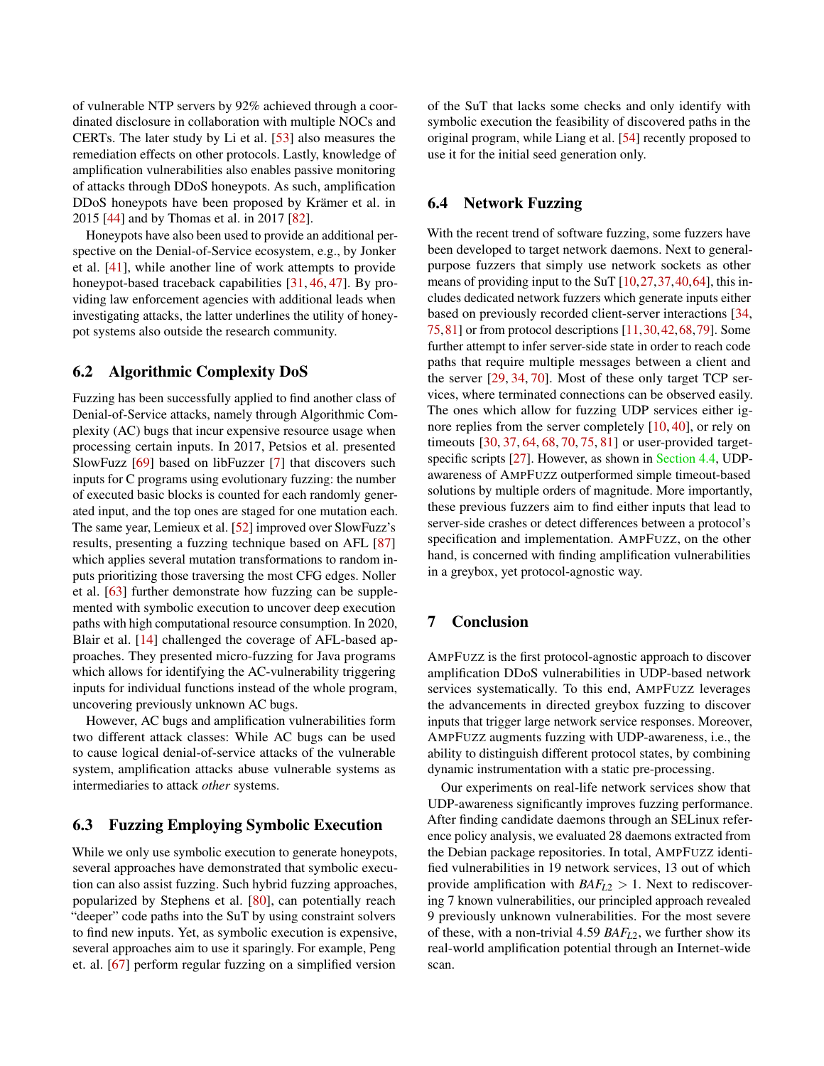of vulnerable NTP servers by 92% achieved through a coordinated disclosure in collaboration with multiple NOCs and CERTs. The later study by Li et al. [53] also measures the remediation effects on other protocols. Lastly, knowledge of amplification vulnerabilities also enables passive monitoring of attacks through DDoS honeypots. As such, amplification DDoS honeypots have been proposed by Krämer et al. in 2015 [44] and by Thomas et al. in 2017 [82].

Honeypots have also been used to provide an additional perspective on the Denial-of-Service ecosystem, e.g., by Jonker et al. [41], while another line of work attempts to provide honeypot-based traceback capabilities [31, 46, 47]. By providing law enforcement agencies with additional leads when investigating attacks, the latter underlines the utility of honeypot systems also outside the research community.

## 6.2 Algorithmic Complexity DoS

Fuzzing has been successfully applied to find another class of Denial-of-Service attacks, namely through Algorithmic Complexity (AC) bugs that incur expensive resource usage when processing certain inputs. In 2017, Petsios et al. presented SlowFuzz [69] based on libFuzzer [7] that discovers such inputs for C programs using evolutionary fuzzing: the number of executed basic blocks is counted for each randomly generated input, and the top ones are staged for one mutation each. The same year, Lemieux et al. [52] improved over SlowFuzz's results, presenting a fuzzing technique based on AFL [87] which applies several mutation transformations to random inputs prioritizing those traversing the most CFG edges. Noller et al. [63] further demonstrate how fuzzing can be supplemented with symbolic execution to uncover deep execution paths with high computational resource consumption. In 2020, Blair et al. [14] challenged the coverage of AFL-based approaches. They presented micro-fuzzing for Java programs which allows for identifying the AC-vulnerability triggering inputs for individual functions instead of the whole program, uncovering previously unknown AC bugs.

However, AC bugs and amplification vulnerabilities form two different attack classes: While AC bugs can be used to cause logical denial-of-service attacks of the vulnerable system, amplification attacks abuse vulnerable systems as intermediaries to attack *other* systems.

## 6.3 Fuzzing Employing Symbolic Execution

While we only use symbolic execution to generate honeypots, several approaches have demonstrated that symbolic execution can also assist fuzzing. Such hybrid fuzzing approaches, popularized by Stephens et al. [80], can potentially reach "deeper" code paths into the SuT by using constraint solvers to find new inputs. Yet, as symbolic execution is expensive, several approaches aim to use it sparingly. For example, Peng et. al. [67] perform regular fuzzing on a simplified version of the SuT that lacks some checks and only identify with symbolic execution the feasibility of discovered paths in the original program, while Liang et al. [54] recently proposed to use it for the initial seed generation only.

## 6.4 Network Fuzzing

With the recent trend of software fuzzing, some fuzzers have been developed to target network daemons. Next to general-purpose fuzzers that simply use network sockets as other means of providing input to the SuT [10, 27, 37, 40, 64], this includes dedicated network fuzzers which generate inputs either based on previously recorded client-server interactions [34, 75, 81] or from protocol descriptions [11, 30, 42, 68, 79]. Some further attempt to infer server-side state in order to reach code paths that require multiple messages between a client and the server [29, 34, 70]. Most of these only target TCP services, where terminated connections can be observed easily. The ones which allow for fuzzing UDP services either ignore replies from the server completely [10, 40], or rely on timeouts [30, 37, 64, 68, 70, 75, 81] or user-provided target-specific scripts [27]. However, as shown in Section 4.4, UDP-awareness of AmpFuzz outperformed simple timeout-based solutions by multiple orders of magnitude. More importantly, these previous fuzzers aim to find either inputs that lead to server-side crashes or detect differences between a protocol's specification and implementation. AmpFuzz, on the other hand, is concerned with finding amplification vulnerabilities in a greybox, yet protocol-agnostic way.

# 7 Conclusion

AmpFuzz is the first protocol-agnostic approach to discover amplification DDoS vulnerabilities in UDP-based network services systematically. To this end, AmpFuzz leverages the advancements in directed greybox fuzzing to discover inputs that trigger large network service responses. Moreover, AmpFuzz augments fuzzing with UDP-awareness, i.e., the ability to distinguish different protocol states, by combining dynamic instrumentation with a static pre-processing.

Our experiments on real-life network services show that UDP-awareness significantly improves fuzzing performance. After finding candidate daemons through an SELinux reference policy analysis, we evaluated 28 daemons extracted from the Debian package repositories. In total, AmpFuzz identified vulnerabilities in 19 network services, 13 out of which provide amplification with $BAF_{L2} > 1$. Next to rediscovering 7 known vulnerabilities, our principled approach revealed 9 previously unknown vulnerabilities. For the most severe of these, with a non-trivial 4.59 $BAF_{L2}$, we further show its real-world amplification potential through an Internet-wide scan.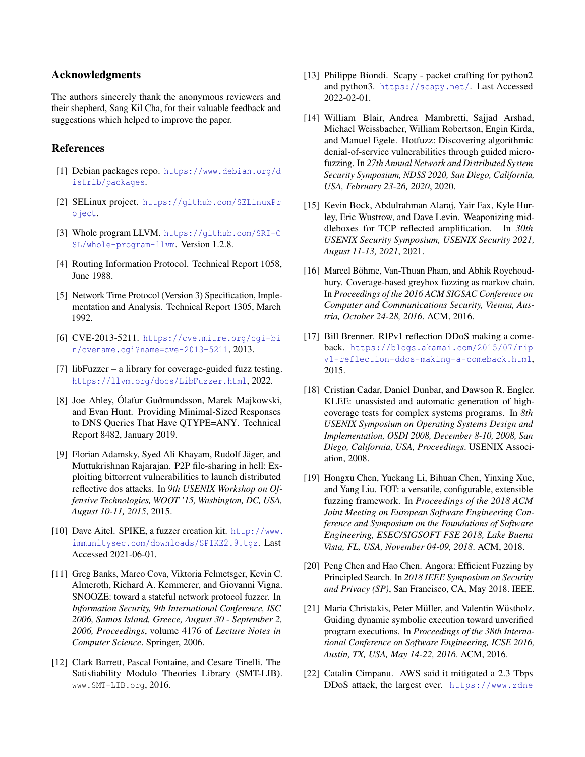## Acknowledgments

The authors sincerely thank the anonymous reviewers and their shepherd, Sang Kil Cha, for their valuable feedback and suggestions which helped to improve the paper.

## References

[1] Debian packages repo. https://www.debian.org/distrib/packages.

[2] SELinux project. https://github.com/SELinuxProject.

[3] Whole program LLVM. https://github.com/SRI-CSL/whole-program-llvm. Version 1.2.8.

[4] Routing Information Protocol. Technical Report 1058, June 1988.

[5] Network Time Protocol (Version 3) Specification, Implementation and Analysis. Technical Report 1305, March 1992.

[6] CVE-2013-5211. https://cve.mitre.org/cgi-bin/cvename.cgi?name=cve-2013-5211, 2013.

[7] libFuzzer – a library for coverage-guided fuzz testing. https://llvm.org/docs/LibFuzzer.html, 2022.

[8] Joe Abley, Ólafur Guðmundsson, Marek Majkowski, and Evan Hunt. Providing Minimal-Sized Responses to DNS Queries That Have QTYPE=ANY. Technical Report 8482, January 2019.

[9] Florian Adamsky, Syed Ali Khayam, Rudolf Jäger, and Muttukrishnan Rajarajan. P2P file-sharing in hell: Exploiting bittorrent vulnerabilities to launch distributed reflective dos attacks. In *9th USENIX Workshop on Offensive Technologies, WOOT '15, Washington, DC, USA, August 10-11, 2015*, 2015.

[10] Dave Aitel. SPIKE, a fuzzer creation kit. http://www.immunitysec.com/downloads/SPIKE2.9.tgz. Last Accessed 2021-06-01.

[11] Greg Banks, Marco Cova, Viktoria Felmetsger, Kevin C. Almeroth, Richard A. Kemmerer, and Giovanni Vigna. SNOOZE: toward a stateful network protocol fuzzer. In *Information Security, 9th International Conference, ISC 2006, Samos Island, Greece, August 30 - September 2, 2006, Proceedings*, volume 4176 of *Lecture Notes in Computer Science*. Springer, 2006.

[12] Clark Barrett, Pascal Fontaine, and Cesare Tinelli. The Satisfiability Modulo Theories Library (SMT-LIB). www.SMT-LIB.org, 2016.

[13] Philippe Biondi. Scapy - packet crafting for python2 and python3. https://scapy.net/. Last Accessed 2022-02-01.

[14] William Blair, Andrea Mambretti, Sajjad Arshad, Michael Weissbacher, William Robertson, Engin Kirda, and Manuel Egele. Hotfuzz: Discovering algorithmic denial-of-service vulnerabilities through guided micro-fuzzing. In *27th Annual Network and Distributed System Security Symposium, NDSS 2020, San Diego, California, USA, February 23-26, 2020*, 2020.

[15] Kevin Bock, Abdulrahman Alaraj, Yair Fax, Kyle Hurley, Eric Wustrow, and Dave Levin. Weaponizing middleboxes for TCP reflected amplification. In *30th USENIX Security Symposium, USENIX Security 2021, August 11-13, 2021*, 2021.

[16] Marcel Böhme, Van-Thuan Pham, and Abhik Roychoudhury. Coverage-based greybox fuzzing as markov chain. In *Proceedings of the 2016 ACM SIGSAC Conference on Computer and Communications Security, Vienna, Austria, October 24-28, 2016*. ACM, 2016.

[17] Bill Brenner. RIPv1 reflection DDoS making a comeback. https://blogs.akamai.com/2015/07/ripv1-reflection-ddos-making-a-comeback.html, 2015.

[18] Cristian Cadar, Daniel Dunbar, and Dawson R. Engler. KLEE: unassisted and automatic generation of high-coverage tests for complex systems programs. In *8th USENIX Symposium on Operating Systems Design and Implementation, OSDI 2008, December 8-10, 2008, San Diego, California, USA, Proceedings*. USENIX Association, 2008.

[19] Hongxu Chen, Yuekang Li, Bihuan Chen, Yinxing Xue, and Yang Liu. FOT: a versatile, configurable, extensible fuzzing framework. In *Proceedings of the 2018 ACM Joint Meeting on European Software Engineering Conference and Symposium on the Foundations of Software Engineering, ESEC/SIGSOFT FSE 2018, Lake Buena Vista, FL, USA, November 04-09, 2018*. ACM, 2018.

[20] Peng Chen and Hao Chen. Angora: Efficient Fuzzing by Principled Search. In *2018 IEEE Symposium on Security and Privacy (SP)*, San Francisco, CA, May 2018. IEEE.

[21] Maria Christakis, Peter Müller, and Valentin Wüstholz. Guiding dynamic symbolic execution toward unverified program executions. In *Proceedings of the 38th International Conference on Software Engineering, ICSE 2016, Austin, TX, USA, May 14-22, 2016*. ACM, 2016.

[22] Catalin Cimpanu. AWS said it mitigated a 2.3 Tbps DDoS attack, the largest ever. https://www.zdne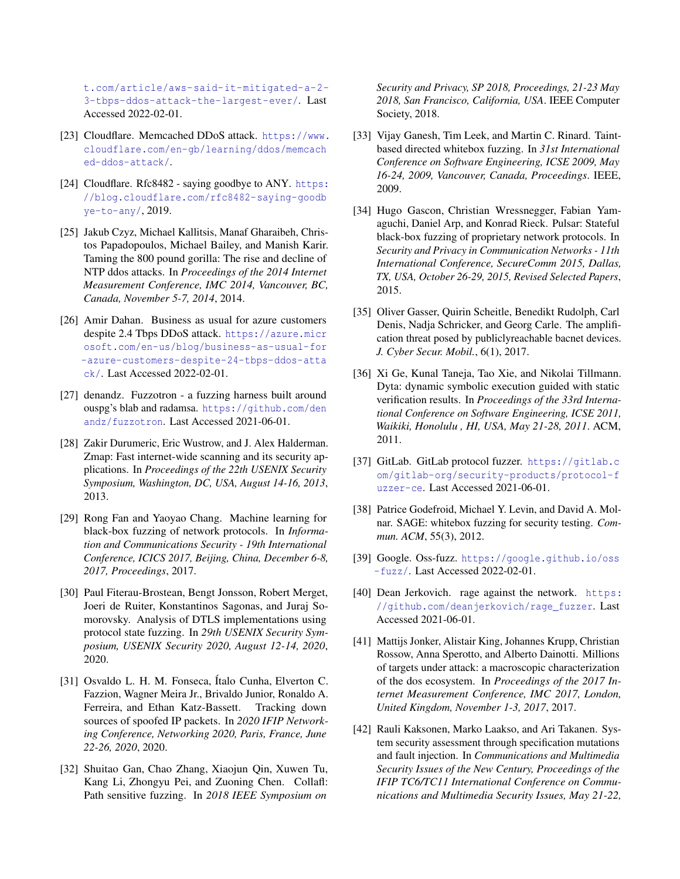t.com/article/aws-said-it-mitigated-a-2-3-tbps-ddos-attack-the-largest-ever/. Last Accessed 2022-02-01.

[23] Cloudflare. Memcached DDoS attack. https://www.cloudflare.com/en-gb/learning/ddos/memcached-ddos-attack/.

[24] Cloudflare. Rfc8482 - saying goodbye to ANY. https://blog.cloudflare.com/rfc8482-saying-goodbye-to-any/, 2019.

[25] Jakub Czyz, Michael Kallitsis, Manaf Gharaibeh, Christos Papadopoulos, Michael Bailey, and Manish Karir. Taming the 800 pound gorilla: The rise and decline of NTP ddos attacks. In *Proceedings of the 2014 Internet Measurement Conference, IMC 2014, Vancouver, BC, Canada, November 5-7, 2014*, 2014.

[26] Amir Dahan. Business as usual for azure customers despite 2.4 Tbps DDoS attack. https://azure.microsoft.com/en-us/blog/business-as-usual-for-azure-customers-despite-24-tbps-ddos-attack/. Last Accessed 2022-02-01.

[27] denandz. Fuzzotron - a fuzzing harness built around ouspg's blab and radamsa. https://github.com/denandz/fuzzotron. Last Accessed 2021-06-01.

[28] Zakir Durumeric, Eric Wustrow, and J. Alex Halderman. Zmap: Fast internet-wide scanning and its security applications. In *Proceedings of the 22th USENIX Security Symposium, Washington, DC, USA, August 14-16, 2013*, 2013.

[29] Rong Fan and Yaoyao Chang. Machine learning for black-box fuzzing of network protocols. In *Information and Communications Security - 19th International Conference, ICICS 2017, Beijing, China, December 6-8, 2017, Proceedings*, 2017.

[30] Paul Fiterau-Brostean, Bengt Jonsson, Robert Merget, Joeri de Ruiter, Konstantinos Sagonas, and Juraj Somorovsky. Analysis of DTLS implementations using protocol state fuzzing. In *29th USENIX Security Symposium, USENIX Security 2020, August 12-14, 2020*, 2020.

[31] Osvaldo L. H. M. Fonseca, Ítalo Cunha, Elverton C. Fazzion, Wagner Meira Jr., Brivaldo Junior, Ronaldo A. Ferreira, and Ethan Katz-Bassett. Tracking down sources of spoofed IP packets. In *2020 IFIP Networking Conference, Networking 2020, Paris, France, June 22-26, 2020*, 2020.

[32] Shuitao Gan, Chao Zhang, Xiaojun Qin, Xuwen Tu, Kang Li, Zhongyu Pei, and Zuoning Chen. Collafl: Path sensitive fuzzing. In *2018 IEEE Symposium on Security and Privacy, SP 2018, Proceedings, 21-23 May 2018, San Francisco, California, USA*. IEEE Computer Society, 2018.

[33] Vijay Ganesh, Tim Leek, and Martin C. Rinard. Taint-based directed whitebox fuzzing. In *31st International Conference on Software Engineering, ICSE 2009, May 16-24, 2009, Vancouver, Canada, Proceedings*. IEEE, 2009.

[34] Hugo Gascon, Christian Wressnegger, Fabian Yamaguchi, Daniel Arp, and Konrad Rieck. Pulsar: Stateful black-box fuzzing of proprietary network protocols. In *Security and Privacy in Communication Networks - 11th International Conference, SecureComm 2015, Dallas, TX, USA, October 26-29, 2015, Revised Selected Papers*, 2015.

[35] Oliver Gasser, Quirin Scheitle, Benedikt Rudolph, Carl Denis, Nadja Schricker, and Georg Carle. The amplification threat posed by publiclyreachable bacnet devices. *J. Cyber Secur. Mobil.*, 6(1), 2017.

[36] Xi Ge, Kunal Taneja, Tao Xie, and Nikolai Tillmann. Dyta: dynamic symbolic execution guided with static verification results. In *Proceedings of the 33rd International Conference on Software Engineering, ICSE 2011, Waikiki, Honolulu , HI, USA, May 21-28, 2011*. ACM, 2011.

[37] GitLab. GitLab protocol fuzzer. https://gitlab.com/gitlab-org/security-products/protocol-fuzzer-ce. Last Accessed 2021-06-01.

[38] Patrice Godefroid, Michael Y. Levin, and David A. Molnar. SAGE: whitebox fuzzing for security testing. *Commun. ACM*, 55(3), 2012.

[39] Google. Oss-fuzz. https://google.github.io/oss-fuzz/. Last Accessed 2022-02-01.

[40] Dean Jerkovich. rage against the network. https://github.com/deanjerkovich/rage_fuzzer. Last Accessed 2021-06-01.

[41] Mattijs Jonker, Alistair King, Johannes Krupp, Christian Rossow, Anna Sperotto, and Alberto Dainotti. Millions of targets under attack: a macroscopic characterization of the dos ecosystem. In *Proceedings of the 2017 Internet Measurement Conference, IMC 2017, London, United Kingdom, November 1-3, 2017*, 2017.

[42] Rauli Kaksonen, Marko Laakso, and Ari Takanen. System security assessment through specification mutations and fault injection. In *Communications and Multimedia Security Issues of the New Century, Proceedings of the IFIP TC6/TC11 International Conference on Communications and Multimedia Security Issues, May 21-22,*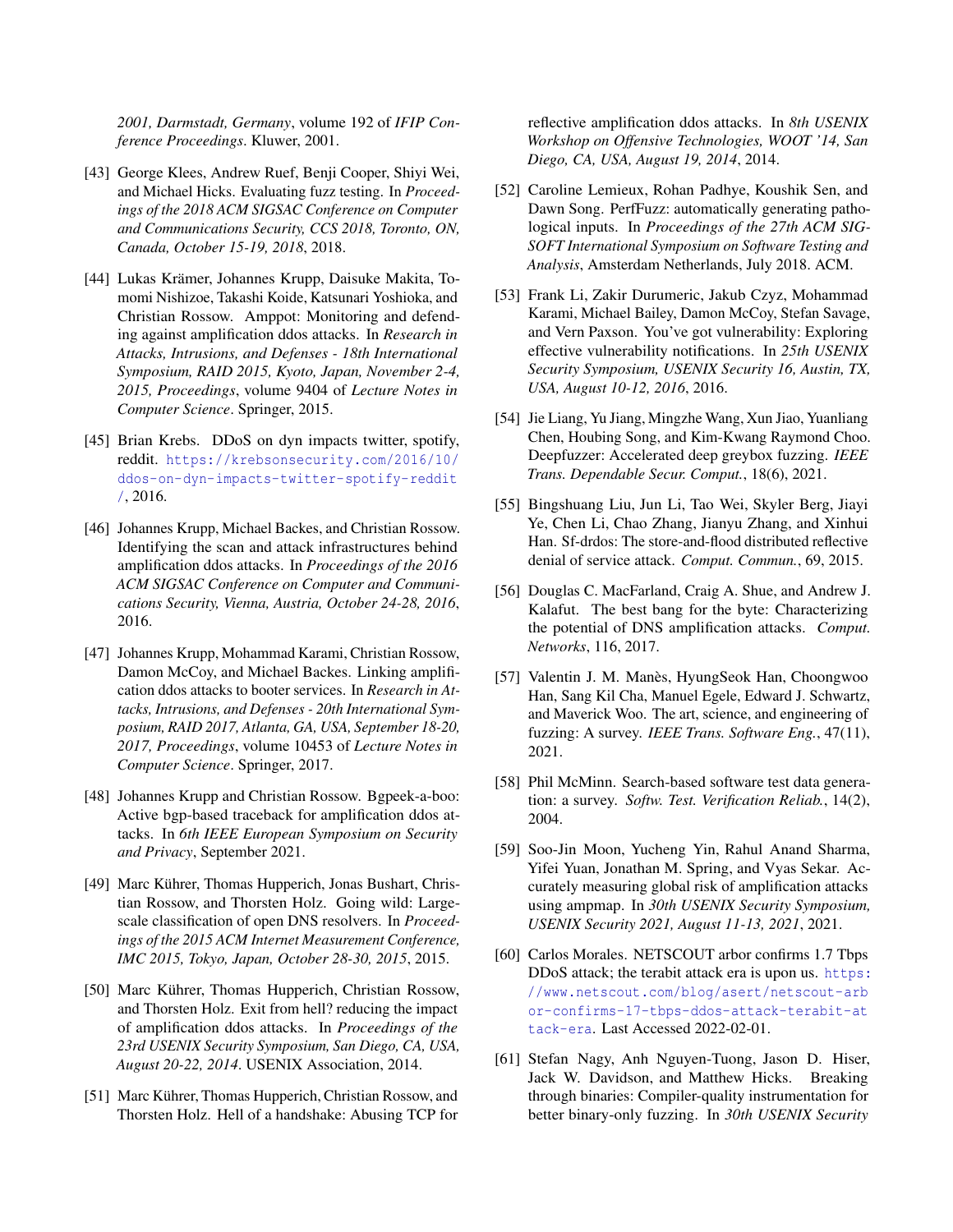2001, Darmstadt, Germany*, volume 192 of *IFIP Conference Proceedings*. Kluwer, 2001.

[43] George Klees, Andrew Ruef, Benji Cooper, Shiyi Wei, and Michael Hicks. Evaluating fuzz testing. In *Proceedings of the 2018 ACM SIGSAC Conference on Computer and Communications Security, CCS 2018, Toronto, ON, Canada, October 15-19, 2018*, 2018.

[44] Lukas Krämer, Johannes Krupp, Daisuke Makita, Tomomi Nishizoe, Takashi Koide, Katsunari Yoshioka, and Christian Rossow. Amppot: Monitoring and defending against amplification ddos attacks. In *Research in Attacks, Intrusions, and Defenses - 18th International Symposium, RAID 2015, Kyoto, Japan, November 2-4, 2015, Proceedings*, volume 9404 of *Lecture Notes in Computer Science*. Springer, 2015.

[45] Brian Krebs. DDoS on dyn impacts twitter, spotify, reddit. https://krebsonsecurity.com/2016/10/ddos-on-dyn-impacts-twitter-spotify-reddit/, 2016.

[46] Johannes Krupp, Michael Backes, and Christian Rossow. Identifying the scan and attack infrastructures behind amplification ddos attacks. In *Proceedings of the 2016 ACM SIGSAC Conference on Computer and Communications Security, Vienna, Austria, October 24-28, 2016*, 2016.

[47] Johannes Krupp, Mohammad Karami, Christian Rossow, Damon McCoy, and Michael Backes. Linking amplification ddos attacks to booter services. In *Research in Attacks, Intrusions, and Defenses - 20th International Symposium, RAID 2017, Atlanta, GA, USA, September 18-20, 2017, Proceedings*, volume 10453 of *Lecture Notes in Computer Science*. Springer, 2017.

[48] Johannes Krupp and Christian Rossow. Bgpeek-a-boo: Active bgp-based traceback for amplification ddos attacks. In *6th IEEE European Symposium on Security and Privacy*, September 2021.

[49] Marc Kührer, Thomas Hupperich, Jonas Bushart, Christian Rossow, and Thorsten Holz. Going wild: Large-scale classification of open DNS resolvers. In *Proceedings of the 2015 ACM Internet Measurement Conference, IMC 2015, Tokyo, Japan, October 28-30, 2015*, 2015.

[50] Marc Kührer, Thomas Hupperich, Christian Rossow, and Thorsten Holz. Exit from hell? reducing the impact of amplification ddos attacks. In *Proceedings of the 23rd USENIX Security Symposium, San Diego, CA, USA, August 20-22, 2014*. USENIX Association, 2014.

[51] Marc Kührer, Thomas Hupperich, Christian Rossow, and Thorsten Holz. Hell of a handshake: Abusing TCP for reflective amplification ddos attacks. In *8th USENIX Workshop on Offensive Technologies, WOOT '14, San Diego, CA, USA, August 19, 2014*, 2014.

[52] Caroline Lemieux, Rohan Padhye, Koushik Sen, and Dawn Song. PerfFuzz: automatically generating pathological inputs. In *Proceedings of the 27th ACM SIGSOFT International Symposium on Software Testing and Analysis*, Amsterdam Netherlands, July 2018. ACM.

[53] Frank Li, Zakir Durumeric, Jakub Czyz, Mohammad Karami, Michael Bailey, Damon McCoy, Stefan Savage, and Vern Paxson. You've got vulnerability: Exploring effective vulnerability notifications. In *25th USENIX Security Symposium, USENIX Security 16, Austin, TX, USA, August 10-12, 2016*, 2016.

[54] Jie Liang, Yu Jiang, Mingzhe Wang, Xun Jiao, Yuanliang Chen, Houbing Song, and Kim-Kwang Raymond Choo. Deepfuzzer: Accelerated deep greybox fuzzing. *IEEE Trans. Dependable Secur. Comput.*, 18(6), 2021.

[55] Bingshuang Liu, Jun Li, Tao Wei, Skyler Berg, Jiayi Ye, Chen Li, Chao Zhang, Jianyu Zhang, and Xinhui Han. Sf-drdos: The store-and-flood distributed reflective denial of service attack. *Comput. Commun.*, 69, 2015.

[56] Douglas C. MacFarland, Craig A. Shue, and Andrew J. Kalafut. The best bang for the byte: Characterizing the potential of DNS amplification attacks. *Comput. Networks*, 116, 2017.

[57] Valentin J. M. Manès, HyungSeok Han, Choongwoo Han, Sang Kil Cha, Manuel Egele, Edward J. Schwartz, and Maverick Woo. The art, science, and engineering of fuzzing: A survey. *IEEE Trans. Software Eng.*, 47(11), 2021.

[58] Phil McMinn. Search-based software test data generation: a survey. *Softw. Test. Verification Reliab.*, 14(2), 2004.

[59] Soo-Jin Moon, Yucheng Yin, Rahul Anand Sharma, Yifei Yuan, Jonathan M. Spring, and Vyas Sekar. Accurately measuring global risk of amplification attacks using ampmap. In *30th USENIX Security Symposium, USENIX Security 2021, August 11-13, 2021*, 2021.

[60] Carlos Morales. NETSCOUT arbor confirms 1.7 Tbps DDoS attack; the terabit attack era is upon us. https://www.netscout.com/blog/asert/netscout-arbor-confirms-17-tbps-ddos-attack-terabit-attack-era. Last Accessed 2022-02-01.

[61] Stefan Nagy, Anh Nguyen-Tuong, Jason D. Hiser, Jack W. Davidson, and Matthew Hicks. Breaking through binaries: Compiler-quality instrumentation for better binary-only fuzzing. In *30th USENIX Security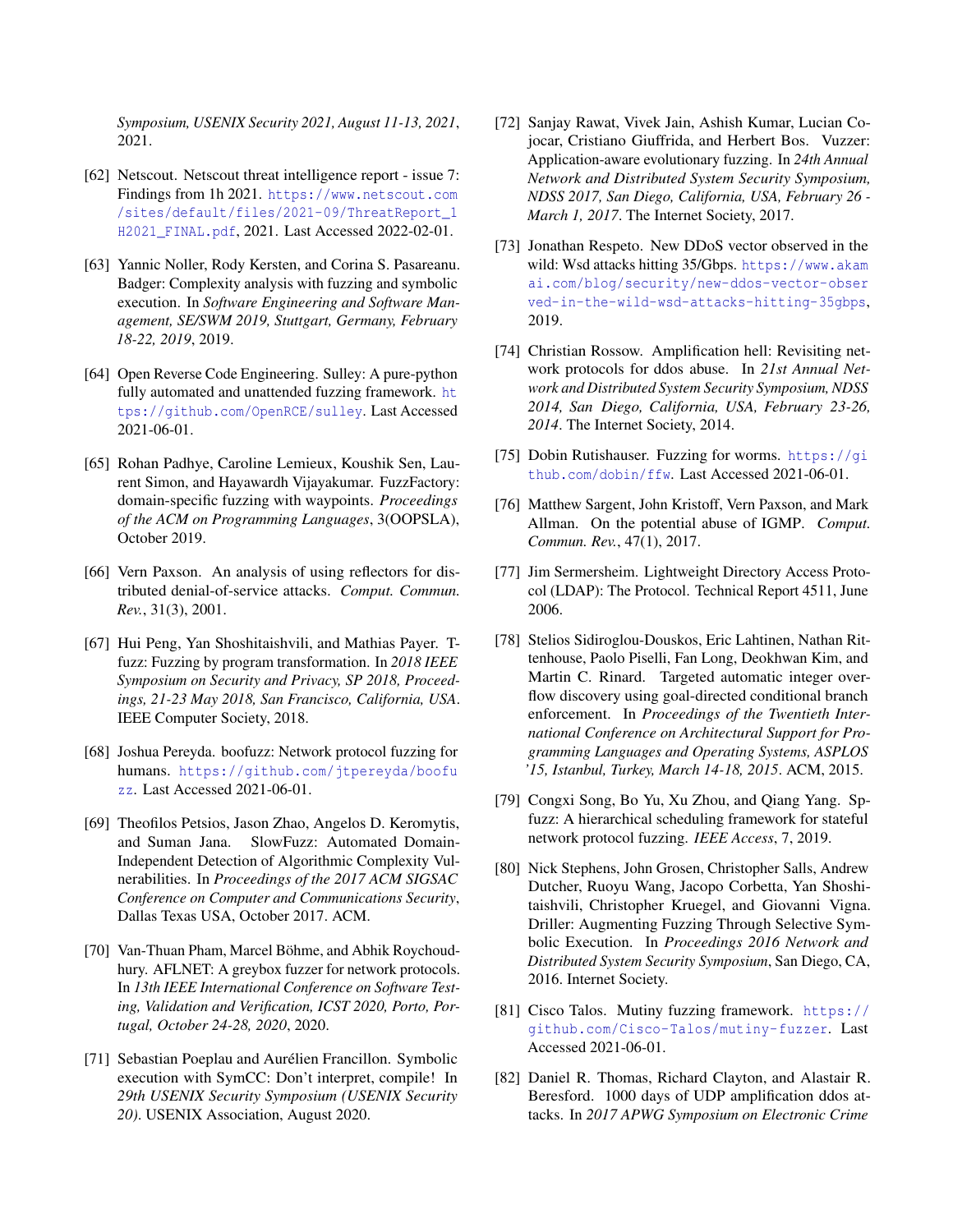*Symposium, USENIX Security 2021, August 11-13, 2021*, 2021.

[62] Netscout. Netscout threat intelligence report - issue 7: Findings from 1h 2021. https://www.netscout.com/sites/default/files/2021-09/ThreatReport_1H2021_FINAL.pdf, 2021. Last Accessed 2022-02-01.

[63] Yannic Noller, Rody Kersten, and Corina S. Pasareanu. Badger: Complexity analysis with fuzzing and symbolic execution. In *Software Engineering and Software Management, SE/SWM 2019, Stuttgart, Germany, February 18-22, 2019*, 2019.

[64] Open Reverse Code Engineering. Sulley: A pure-python fully automated and unattended fuzzing framework. https://github.com/OpenRCE/sulley. Last Accessed 2021-06-01.

[65] Rohan Padhye, Caroline Lemieux, Koushik Sen, Laurent Simon, and Hayawardh Vijayakumar. FuzzFactory: domain-specific fuzzing with waypoints. *Proceedings of the ACM on Programming Languages*, 3(OOPSLA), October 2019.

[66] Vern Paxson. An analysis of using reflectors for distributed denial-of-service attacks. *Comput. Commun. Rev.*, 31(3), 2001.

[67] Hui Peng, Yan Shoshitaishvili, and Mathias Payer. T-fuzz: Fuzzing by program transformation. In *2018 IEEE Symposium on Security and Privacy, SP 2018, Proceedings, 21-23 May 2018, San Francisco, California, USA*. IEEE Computer Society, 2018.

[68] Joshua Pereyda. boofuzz: Network protocol fuzzing for humans. https://github.com/jtpereyda/boofuzz. Last Accessed 2021-06-01.

[69] Theofilos Petsios, Jason Zhao, Angelos D. Keromytis, and Suman Jana. SlowFuzz: Automated Domain-Independent Detection of Algorithmic Complexity Vulnerabilities. In *Proceedings of the 2017 ACM SIGSAC Conference on Computer and Communications Security*, Dallas Texas USA, October 2017. ACM.

[70] Van-Thuan Pham, Marcel Böhme, and Abhik Roychoudhury. AFLNET: A greybox fuzzer for network protocols. In *13th IEEE International Conference on Software Testing, Validation and Verification, ICST 2020, Porto, Portugal, October 24-28, 2020*, 2020.

[71] Sebastian Poeplau and Aurélien Francillon. Symbolic execution with SymCC: Don't interpret, compile! In *29th USENIX Security Symposium (USENIX Security 20)*. USENIX Association, August 2020.

[72] Sanjay Rawat, Vivek Jain, Ashish Kumar, Lucian Cojocar, Cristiano Giuffrida, and Herbert Bos. Vuzzer: Application-aware evolutionary fuzzing. In *24th Annual Network and Distributed System Security Symposium, NDSS 2017, San Diego, California, USA, February 26 - March 1, 2017*. The Internet Society, 2017.

[73] Jonathan Respeto. New DDoS vector observed in the wild: Wsd attacks hitting 35/Gbps. https://www.akamai.com/blog/security/new-ddos-vector-observed-in-the-wild-wsd-attacks-hitting-35gbps, 2019.

[74] Christian Rossow. Amplification hell: Revisiting network protocols for ddos abuse. In *21st Annual Network and Distributed System Security Symposium, NDSS 2014, San Diego, California, USA, February 23-26, 2014*. The Internet Society, 2014.

[75] Dobin Rutishauser. Fuzzing for worms. https://github.com/dobin/ffw. Last Accessed 2021-06-01.

[76] Matthew Sargent, John Kristoff, Vern Paxson, and Mark Allman. On the potential abuse of IGMP. *Comput. Commun. Rev.*, 47(1), 2017.

[77] Jim Sermersheim. Lightweight Directory Access Protocol (LDAP): The Protocol. Technical Report 4511, June 2006.

[78] Stelios Sidiroglou-Douskos, Eric Lahtinen, Nathan Rittenhouse, Paolo Piselli, Fan Long, Deokhwan Kim, and Martin C. Rinard. Targeted automatic integer overflow discovery using goal-directed conditional branch enforcement. In *Proceedings of the Twentieth International Conference on Architectural Support for Programming Languages and Operating Systems, ASPLOS '15, Istanbul, Turkey, March 14-18, 2015*. ACM, 2015.

[79] Congxi Song, Bo Yu, Xu Zhou, and Qiang Yang. Spfuzz: A hierarchical scheduling framework for stateful network protocol fuzzing. *IEEE Access*, 7, 2019.

[80] Nick Stephens, John Grosen, Christopher Salls, Andrew Dutcher, Ruoyu Wang, Jacopo Corbetta, Yan Shoshitaishvili, Christopher Kruegel, and Giovanni Vigna. Driller: Augmenting Fuzzing Through Selective Symbolic Execution. In *Proceedings 2016 Network and Distributed System Security Symposium*, San Diego, CA, 2016. Internet Society.

[81] Cisco Talos. Mutiny fuzzing framework. https://github.com/Cisco-Talos/mutiny-fuzzer. Last Accessed 2021-06-01.

[82] Daniel R. Thomas, Richard Clayton, and Alastair R. Beresford. 1000 days of UDP amplification ddos attacks. In *2017 APWG Symposium on Electronic Crime*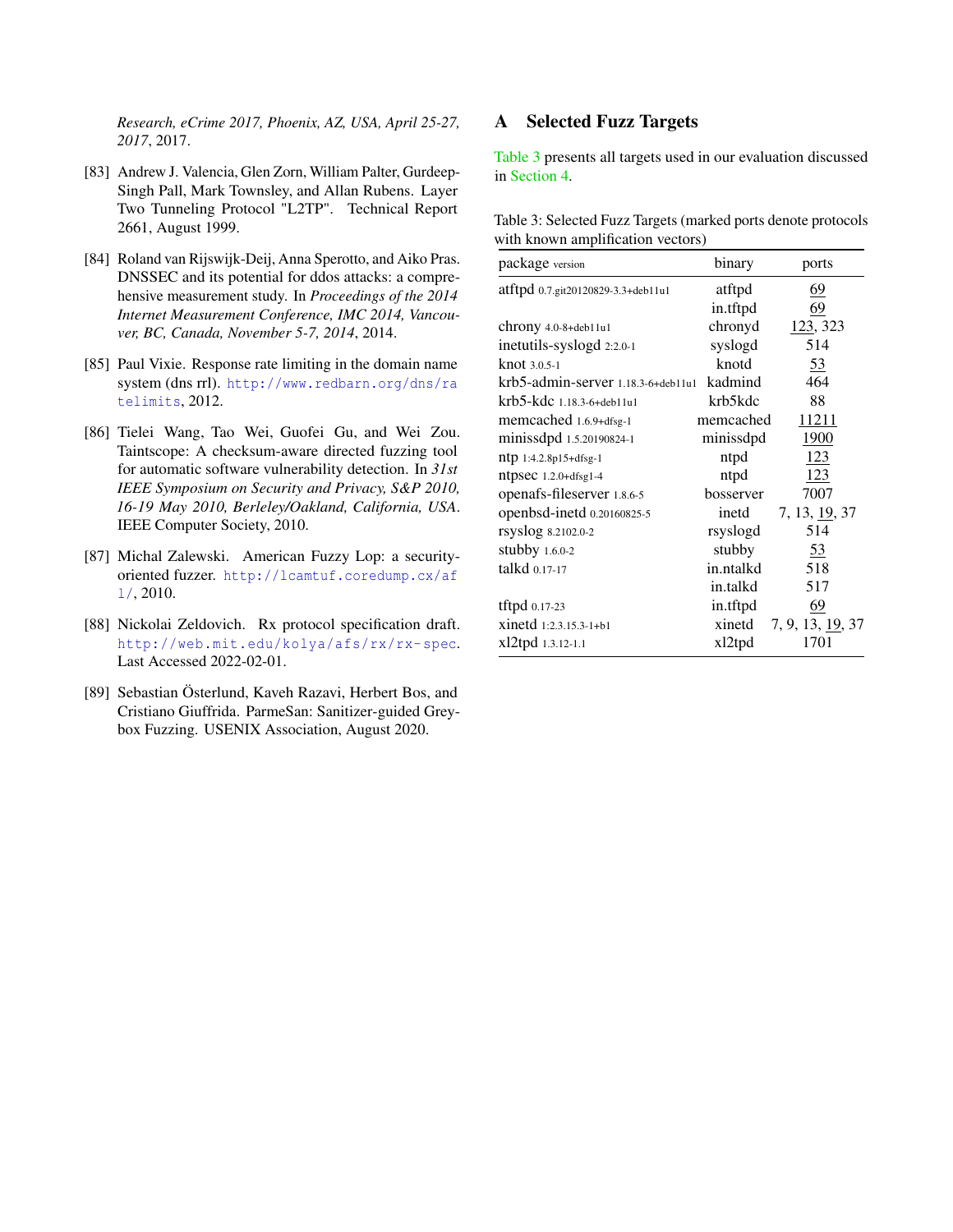*Research, eCrime 2017, Phoenix, AZ, USA, April 25-27, 2017*, 2017.

[83] Andrew J. Valencia, Glen Zorn, William Palter, Gurdeep-Singh Pall, Mark Townsley, and Allan Rubens. Layer Two Tunneling Protocol "L2TP". Technical Report 2661, August 1999.

[84] Roland van Rijswijk-Deij, Anna Sperotto, and Aiko Pras. DNSSEC and its potential for ddos attacks: a comprehensive measurement study. In *Proceedings of the 2014 Internet Measurement Conference, IMC 2014, Vancouver, BC, Canada, November 5-7, 2014*, 2014.

[85] Paul Vixie. Response rate limiting in the domain name system (dns rrl). http://www.redbarn.org/dns/ratelimits, 2012.

[86] Tielei Wang, Tao Wei, Guofei Gu, and Wei Zou. Taintscope: A checksum-aware directed fuzzing tool for automatic software vulnerability detection. In *31st IEEE Symposium on Security and Privacy, S&P 2010, 16-19 May 2010, Berleley/Oakland, California, USA*. IEEE Computer Society, 2010.

[87] Michal Zalewski. American Fuzzy Lop: a security-oriented fuzzer. http://lcamtuf.coredump.cx/afl/, 2010.

[88] Nickolai Zeldovich. Rx protocol specification draft. http://web.mit.edu/kolya/afs/rx/rx-spec. Last Accessed 2022-02-01.

[89] Sebastian Österlund, Kaveh Razavi, Herbert Bos, and Cristiano Giuffrida. ParmeSan: Sanitizer-guided Greybox Fuzzing. USENIX Association, August 2020.

# A Selected Fuzz Targets

Table 3 presents all targets used in our evaluation discussed in Section 4.

Table 3: Selected Fuzz Targets (marked ports denote protocols with known amplification vectors)

| package version | binary | ports |
|---|---|---|
| atftpd 0.7.git20120829-3.3+deb11u1 | atftpd | <u>69</u> |
| | in.tftpd | <u>69</u> |
| chrony 4.0-8+deb11u1 | chronyd | <u>123</u>, 323 |
| inetutils-syslogd 2:2.0-1 | syslogd | 514 |
| knot 3.0.5-1 | knotd | <u>53</u> |
| krb5-admin-server 1.18.3-6+deb11u1 | kadmind | 464 |
| krb5-kdc 1.18.3-6+deb11u1 | krb5kdc | 88 |
| memcached 1.6.9+dfsg-1 | memcached | <u>11211</u> |
| minissdpd 1.5.20190824-1 | minissdpd | <u>1900</u> |
| ntp 1:4.2.8p15+dfsg-1 | ntpd | <u>123</u> |
| ntpsec 1.2.0+dfsg1-4 | ntpd | <u>123</u> |
| openafs-fileserver 1.8.6-5 | bosserver | 7007 |
| openbsd-inetd 0.20160825-5 | inetd | 7, 13, <u>19</u>, 37 |
| rsyslog 8.2102.0-2 | rsyslogd | 514 |
| stubby 1.6.0-2 | stubby | <u>53</u> |
| talkd 0.17-17 | in.ntalkd | 518 |
| | in.talkd | 517 |
| tftpd 0.17-23 | in.tftpd | <u>69</u> |
| xinetd 1:2.3.15.3-1+b1 | xinetd | 7, 9, 13, <u>19</u>, 37 |
| xl2tpd 1.3.12-1.1 | xl2tpd | 1701 |